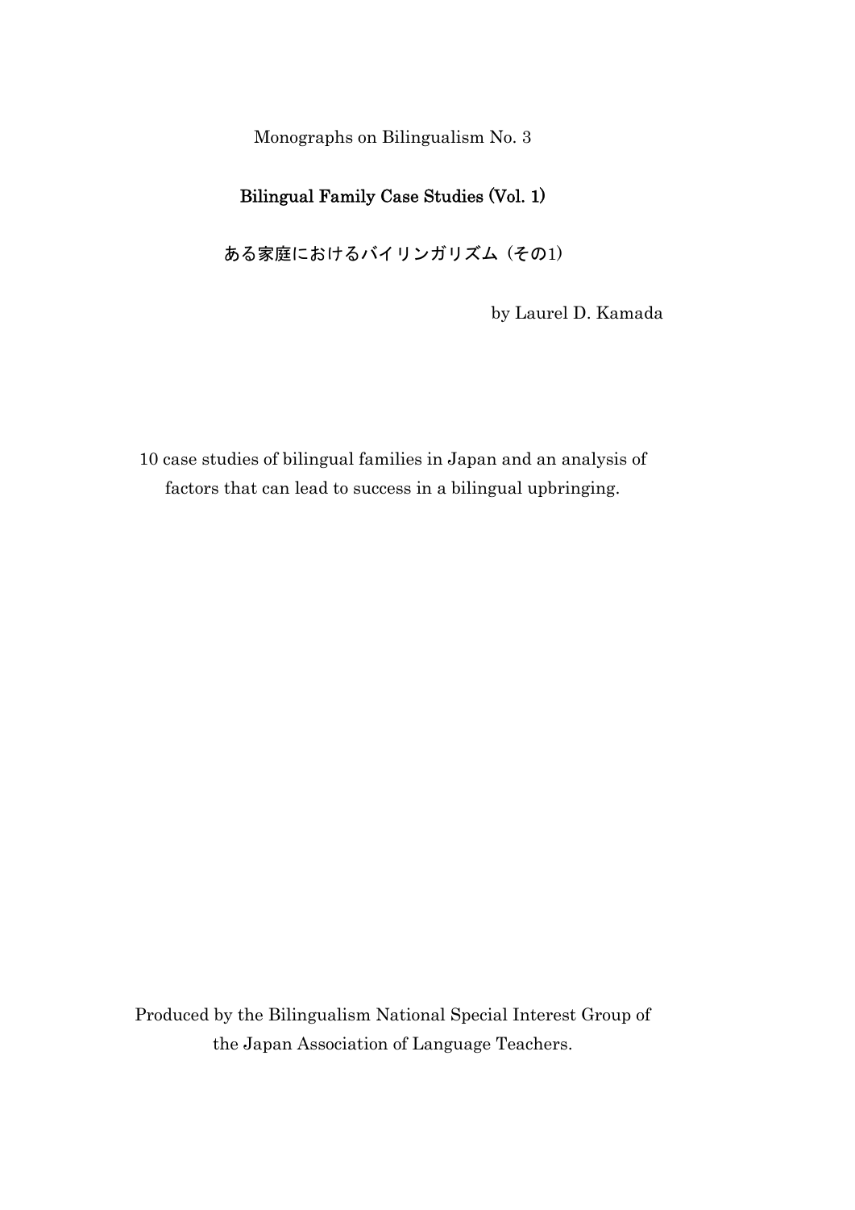Monographs on Bilingualism No. 3

# Bilingual Family Case Studies (Vol. 1)

## ある家庭におけるバイリンガリズム（その1）

by Laurel D. Kamada

10 case studies of bilingual families in Japan and an analysis of factors that can lead to success in a bilingual upbringing.

Produced by the Bilingualism National Special Interest Group of the Japan Association of Language Teachers.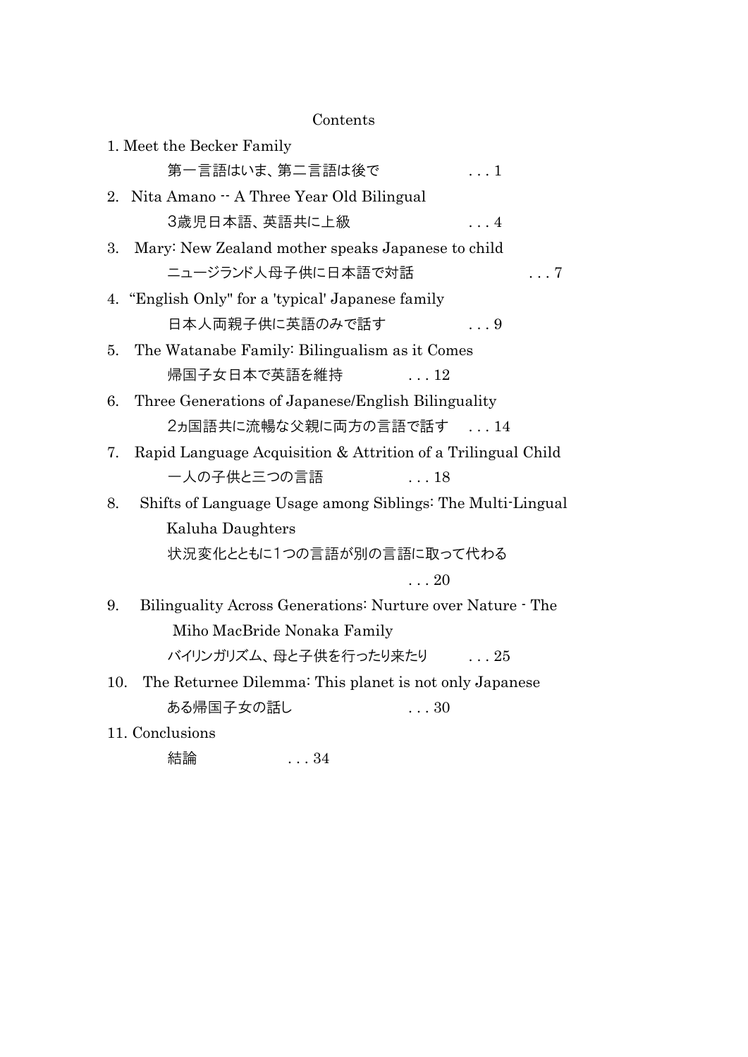# Contents

1. Meet the Becker Family
   第一言語はいま、第二言語は後で . . . 1
2. Nita Amano -- A Three Year Old Bilingual
   3歳児日本語、英語共に上級 . . . 4
3. Mary: New Zealand mother speaks Japanese to child
   ニュージランド人母子供に日本語で対話 . . . 7
4. "English Only" for a 'typical' Japanese family
   日本人両親子供に英語のみで話す . . . 9
5. The Watanabe Family: Bilingualism as it Comes
   帰国子女日本で英語を維持 . . . 12
6. Three Generations of Japanese/English Bilinguality
   2ヵ国語共に流暢な父親に両方の言語で話す . . . 14
7. Rapid Language Acquisition & Attrition of a Trilingual Child
   一人の子供と三つの言語 . . . 18
8. Shifts of Language Usage among Siblings: The Multi-Lingual Kaluha Daughters
   状況変化とともに1つの言語が別の言語に取って代わる . . . 20
9. Bilinguality Across Generations: Nurture over Nature - The Miho MacBride Nonaka Family
   バイリンガリズム、母と子供を行ったり来たり . . . 25
10. The Returnee Dilemma: This planet is not only Japanese
    ある帰国子女の話し . . . 30
11. Conclusions
    結論 . . . 34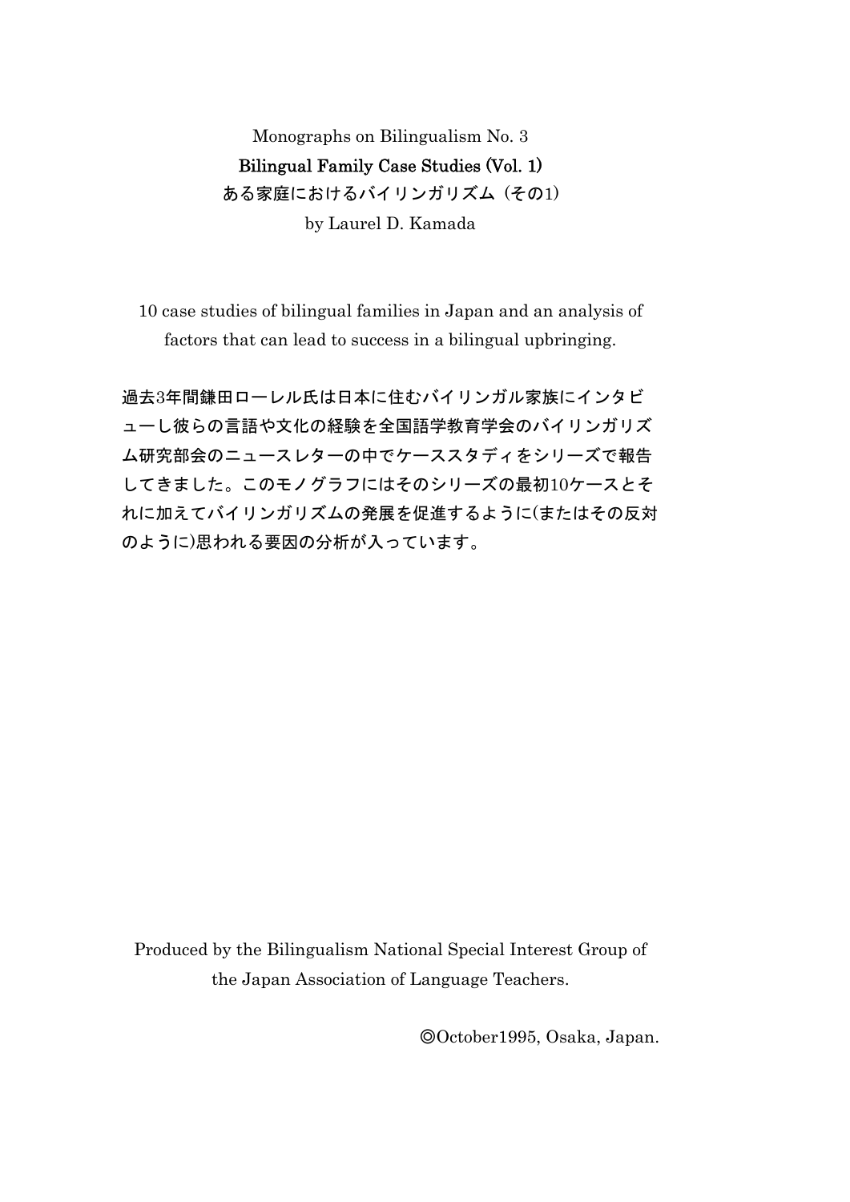Monographs on Bilingualism No. 3

# Bilingual Family Case Studies (Vol. 1)

# ある家庭におけるバイリンガリズム（その1）

by Laurel D. Kamada

10 case studies of bilingual families in Japan and an analysis of factors that can lead to success in a bilingual upbringing.

過去3年間鎌田ローレル氏は日本に住むバイリンガル家族にインタビューし彼らの言語や文化の経験を全国語学教育学会のバイリンガリズム研究部会のニュースレターの中でケーススタディをシリーズで報告してきました。このモノグラフにはそのシリーズの最初10ケースとそれに加えてバイリンガリズムの発展を促進するように(またはその反対のように)思われる要因の分析が入っています。

Produced by the Bilingualism National Special Interest Group of the Japan Association of Language Teachers.

◎October1995, Osaka, Japan.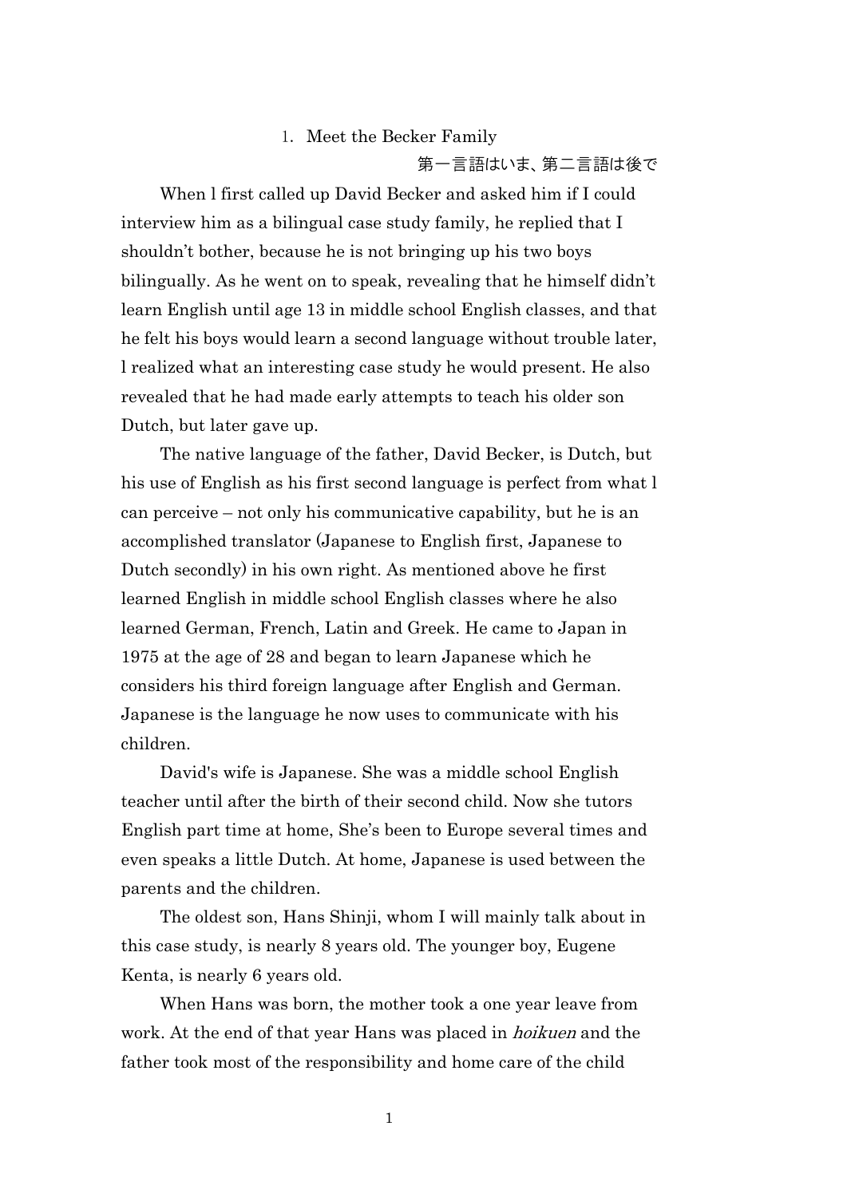## 1. Meet the Becker Family

第一言語はいま、第二言語は後で

When I first called up David Becker and asked him if I could interview him as a bilingual case study family, he replied that I shouldn't bother, because he is not bringing up his two boys bilingually. As he went on to speak, revealing that he himself didn't learn English until age 13 in middle school English classes, and that he felt his boys would learn a second language without trouble later, I realized what an interesting case study he would present. He also revealed that he had made early attempts to teach his older son Dutch, but later gave up.

The native language of the father, David Becker, is Dutch, but his use of English as his first second language is perfect from what I can perceive – not only his communicative capability, but he is an accomplished translator (Japanese to English first, Japanese to Dutch secondly) in his own right. As mentioned above he first learned English in middle school English classes where he also learned German, French, Latin and Greek. He came to Japan in 1975 at the age of 28 and began to learn Japanese which he considers his third foreign language after English and German. Japanese is the language he now uses to communicate with his children.

David's wife is Japanese. She was a middle school English teacher until after the birth of their second child. Now she tutors English part time at home, She's been to Europe several times and even speaks a little Dutch. At home, Japanese is used between the parents and the children.

The oldest son, Hans Shinji, whom I will mainly talk about in this case study, is nearly 8 years old. The younger boy, Eugene Kenta, is nearly 6 years old.

When Hans was born, the mother took a one year leave from work. At the end of that year Hans was placed in *hoikuen* and the father took most of the responsibility and home care of the child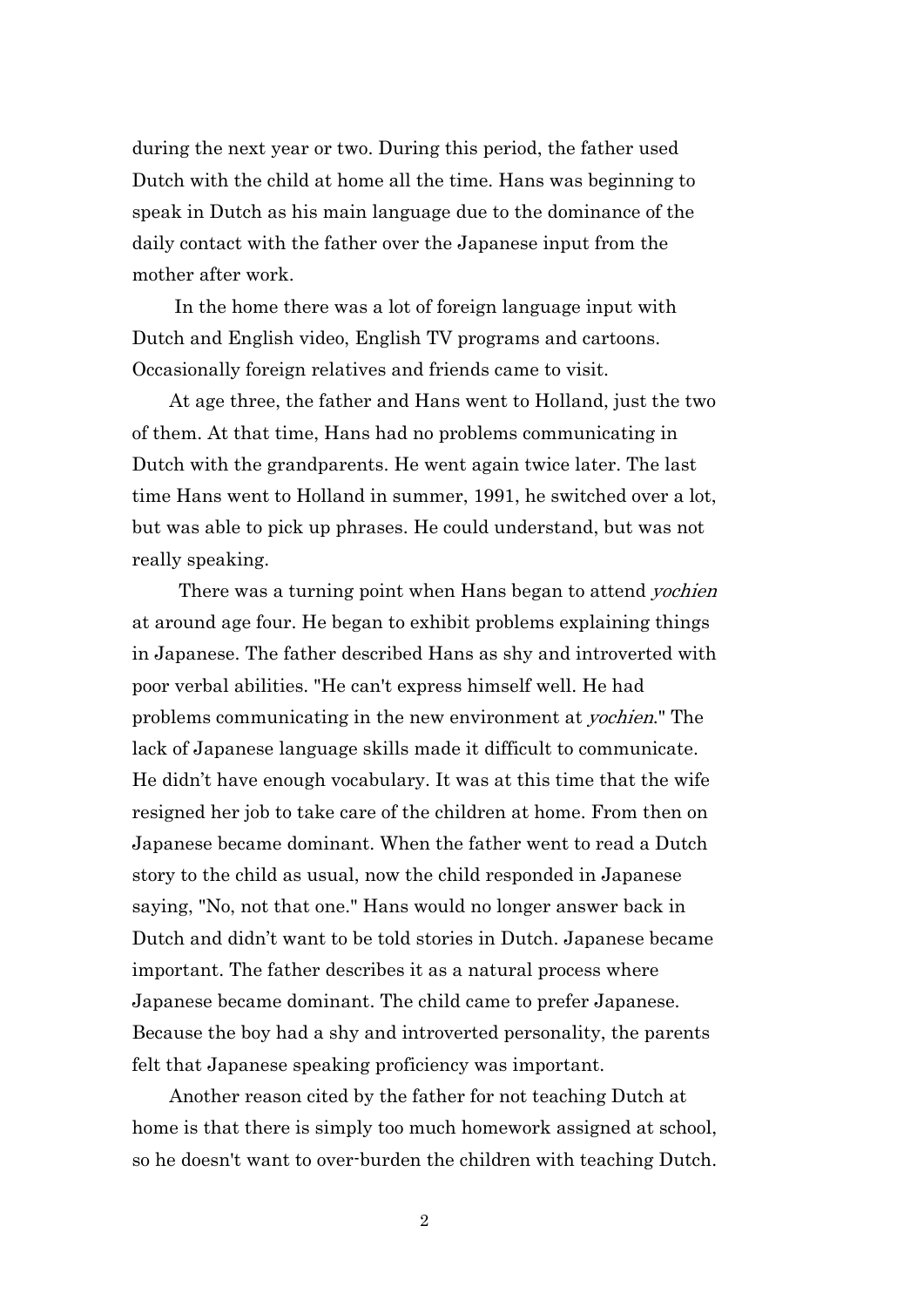during the next year or two. During this period, the father used Dutch with the child at home all the time. Hans was beginning to speak in Dutch as his main language due to the dominance of the daily contact with the father over the Japanese input from the mother after work.

In the home there was a lot of foreign language input with Dutch and English video, English TV programs and cartoons. Occasionally foreign relatives and friends came to visit.

At age three, the father and Hans went to Holland, just the two of them. At that time, Hans had no problems communicating in Dutch with the grandparents. He went again twice later. The last time Hans went to Holland in summer, 1991, he switched over a lot, but was able to pick up phrases. He could understand, but was not really speaking.

There was a turning point when Hans began to attend *yochien* at around age four. He began to exhibit problems explaining things in Japanese. The father described Hans as shy and introverted with poor verbal abilities. "He can't express himself well. He had problems communicating in the new environment at *yochien*." The lack of Japanese language skills made it difficult to communicate. He didn't have enough vocabulary. It was at this time that the wife resigned her job to take care of the children at home. From then on Japanese became dominant. When the father went to read a Dutch story to the child as usual, now the child responded in Japanese saying, "No, not that one." Hans would no longer answer back in Dutch and didn't want to be told stories in Dutch. Japanese became important. The father describes it as a natural process where Japanese became dominant. The child came to prefer Japanese. Because the boy had a shy and introverted personality, the parents felt that Japanese speaking proficiency was important.

Another reason cited by the father for not teaching Dutch at home is that there is simply too much homework assigned at school, so he doesn't want to over-burden the children with teaching Dutch.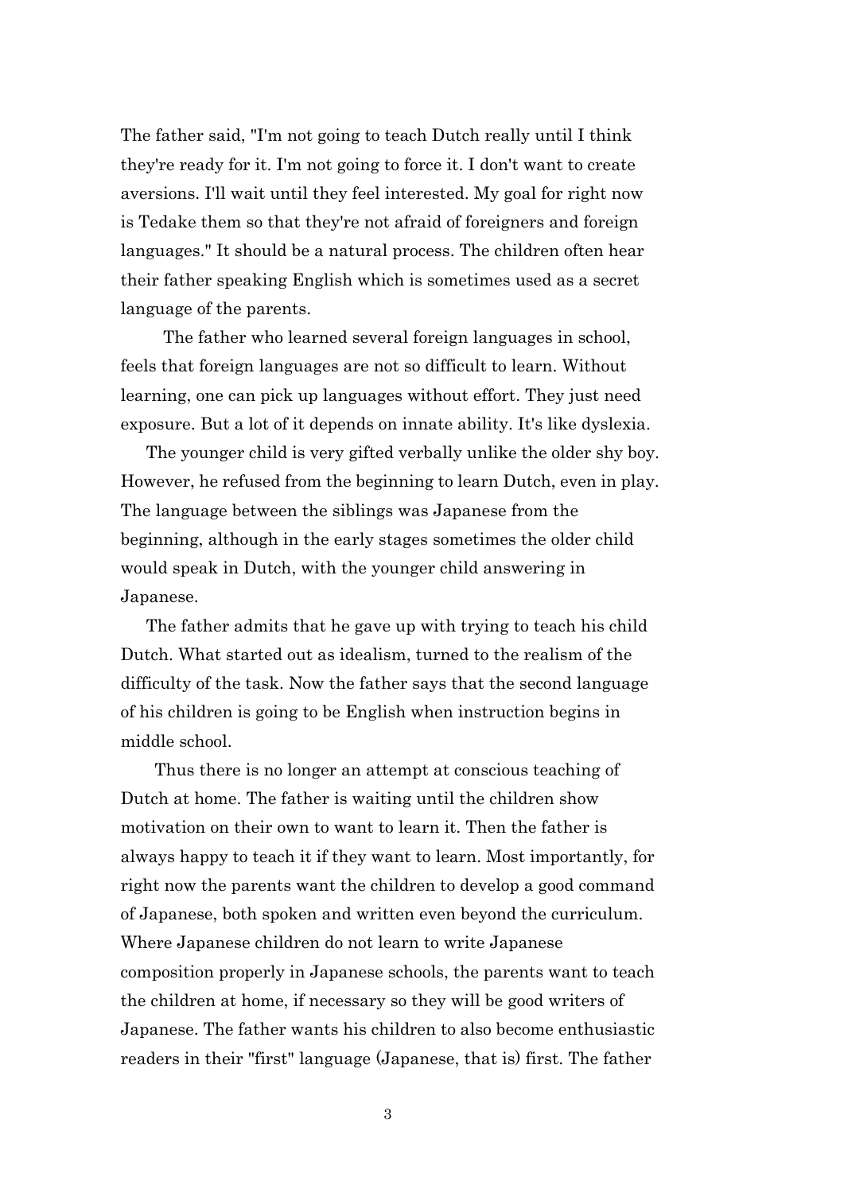The father said, "I'm not going to teach Dutch really until I think they're ready for it. I'm not going to force it. I don't want to create aversions. I'll wait until they feel interested. My goal for right now is Tedake them so that they're not afraid of foreigners and foreign languages." It should be a natural process. The children often hear their father speaking English which is sometimes used as a secret language of the parents.

The father who learned several foreign languages in school, feels that foreign languages are not so difficult to learn. Without learning, one can pick up languages without effort. They just need exposure. But a lot of it depends on innate ability. It's like dyslexia.

The younger child is very gifted verbally unlike the older shy boy. However, he refused from the beginning to learn Dutch, even in play. The language between the siblings was Japanese from the beginning, although in the early stages sometimes the older child would speak in Dutch, with the younger child answering in Japanese.

The father admits that he gave up with trying to teach his child Dutch. What started out as idealism, turned to the realism of the difficulty of the task. Now the father says that the second language of his children is going to be English when instruction begins in middle school.

Thus there is no longer an attempt at conscious teaching of Dutch at home. The father is waiting until the children show motivation on their own to want to learn it. Then the father is always happy to teach it if they want to learn. Most importantly, for right now the parents want the children to develop a good command of Japanese, both spoken and written even beyond the curriculum. Where Japanese children do not learn to write Japanese composition properly in Japanese schools, the parents want to teach the children at home, if necessary so they will be good writers of Japanese. The father wants his children to also become enthusiastic readers in their "first" language (Japanese, that is) first. The father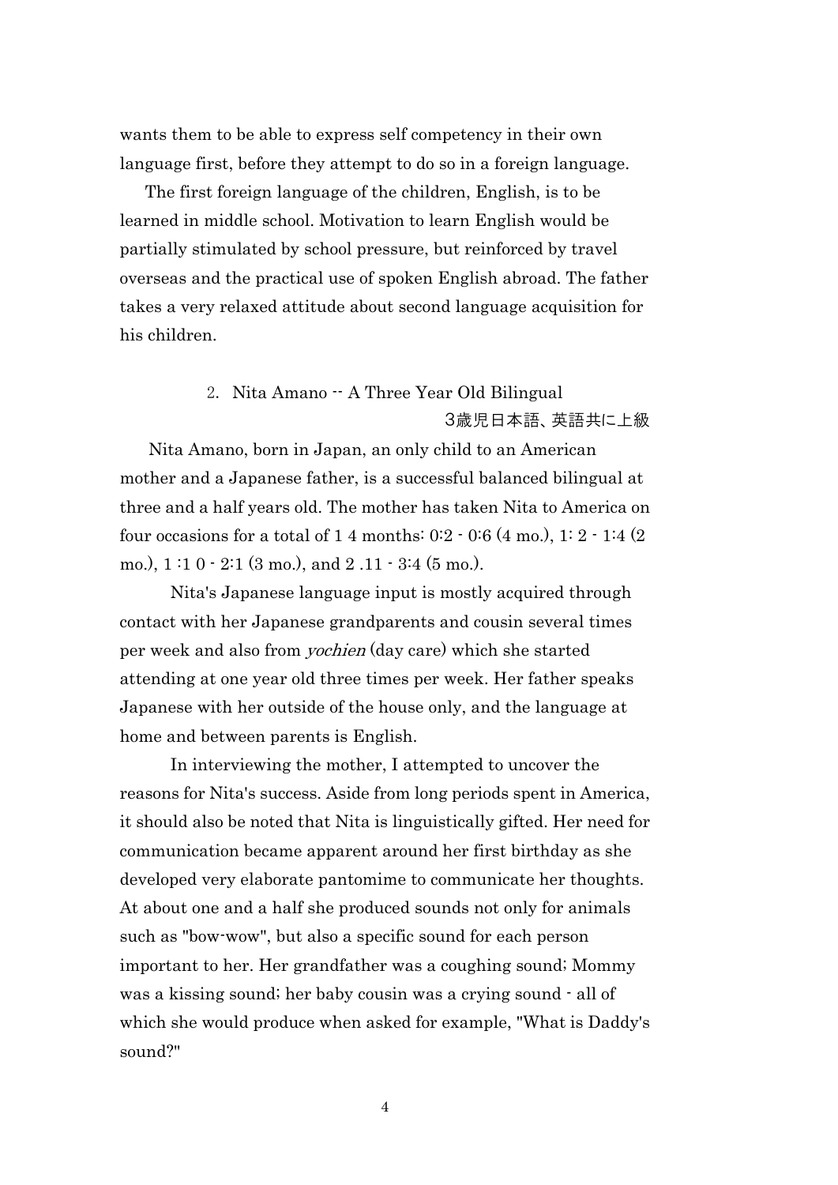wants them to be able to express self competency in their own language first, before they attempt to do so in a foreign language.

The first foreign language of the children, English, is to be learned in middle school. Motivation to learn English would be partially stimulated by school pressure, but reinforced by travel overseas and the practical use of spoken English abroad. The father takes a very relaxed attitude about second language acquisition for his children.

## 2. Nita Amano -- A Three Year Old Bilingual

3歳児日本語、英語共に上級

Nita Amano, born in Japan, an only child to an American mother and a Japanese father, is a successful balanced bilingual at three and a half years old. The mother has taken Nita to America on four occasions for a total of 1 4 months: 0:2 - 0:6 (4 mo.), 1: 2 - 1:4 (2 mo.), 1 :1 0 - 2:1 (3 mo.), and 2 .11 - 3:4 (5 mo.).

Nita's Japanese language input is mostly acquired through contact with her Japanese grandparents and cousin several times per week and also from *yochien* (day care) which she started attending at one year old three times per week. Her father speaks Japanese with her outside of the house only, and the language at home and between parents is English.

In interviewing the mother, I attempted to uncover the reasons for Nita's success. Aside from long periods spent in America, it should also be noted that Nita is linguistically gifted. Her need for communication became apparent around her first birthday as she developed very elaborate pantomime to communicate her thoughts. At about one and a half she produced sounds not only for animals such as "bow-wow", but also a specific sound for each person important to her. Her grandfather was a coughing sound; Mommy was a kissing sound; her baby cousin was a crying sound - all of which she would produce when asked for example, "What is Daddy's sound?"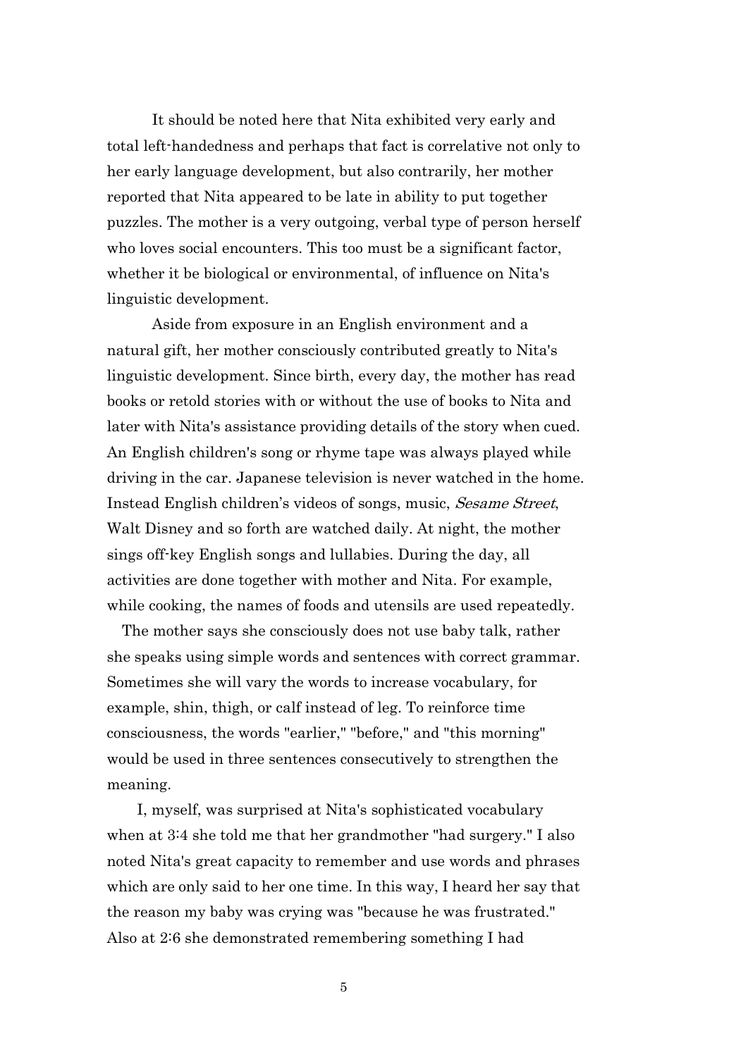It should be noted here that Nita exhibited very early and total left-handedness and perhaps that fact is correlative not only to her early language development, but also contrarily, her mother reported that Nita appeared to be late in ability to put together puzzles. The mother is a very outgoing, verbal type of person herself who loves social encounters. This too must be a significant factor, whether it be biological or environmental, of influence on Nita's linguistic development.

Aside from exposure in an English environment and a natural gift, her mother consciously contributed greatly to Nita's linguistic development. Since birth, every day, the mother has read books or retold stories with or without the use of books to Nita and later with Nita's assistance providing details of the story when cued. An English children's song or rhyme tape was always played while driving in the car. Japanese television is never watched in the home. Instead English children's videos of songs, music, *Sesame Street*, Walt Disney and so forth are watched daily. At night, the mother sings off-key English songs and lullabies. During the day, all activities are done together with mother and Nita. For example, while cooking, the names of foods and utensils are used repeatedly.

The mother says she consciously does not use baby talk, rather she speaks using simple words and sentences with correct grammar. Sometimes she will vary the words to increase vocabulary, for example, shin, thigh, or calf instead of leg. To reinforce time consciousness, the words "earlier," "before," and "this morning" would be used in three sentences consecutively to strengthen the meaning.

I, myself, was surprised at Nita's sophisticated vocabulary when at 3:4 she told me that her grandmother "had surgery." I also noted Nita's great capacity to remember and use words and phrases which are only said to her one time. In this way, I heard her say that the reason my baby was crying was "because he was frustrated." Also at 2:6 she demonstrated remembering something I had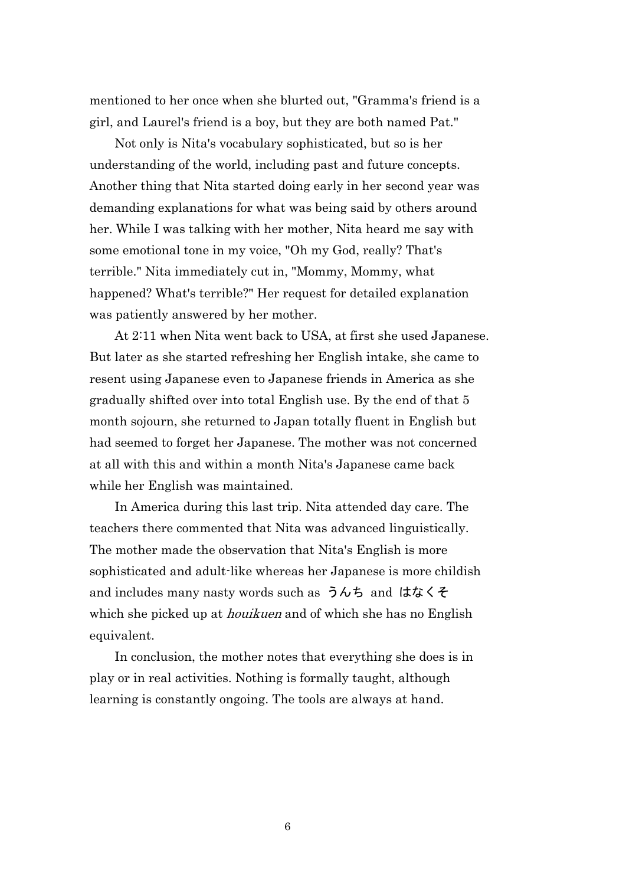mentioned to her once when she blurted out, "Gramma's friend is a girl, and Laurel's friend is a boy, but they are both named Pat."

Not only is Nita's vocabulary sophisticated, but so is her understanding of the world, including past and future concepts. Another thing that Nita started doing early in her second year was demanding explanations for what was being said by others around her. While I was talking with her mother, Nita heard me say with some emotional tone in my voice, "Oh my God, really? That's terrible." Nita immediately cut in, "Mommy, Mommy, what happened? What's terrible?" Her request for detailed explanation was patiently answered by her mother.

At 2:11 when Nita went back to USA, at first she used Japanese. But later as she started refreshing her English intake, she came to resent using Japanese even to Japanese friends in America as she gradually shifted over into total English use. By the end of that 5 month sojourn, she returned to Japan totally fluent in English but had seemed to forget her Japanese. The mother was not concerned at all with this and within a month Nita's Japanese came back while her English was maintained.

In America during this last trip. Nita attended day care. The teachers there commented that Nita was advanced linguistically. The mother made the observation that Nita's English is more sophisticated and adult-like whereas her Japanese is more childish and includes many nasty words such as うんち and はなくそ which she picked up at *houikuen* and of which she has no English equivalent.

In conclusion, the mother notes that everything she does is in play or in real activities. Nothing is formally taught, although learning is constantly ongoing. The tools are always at hand.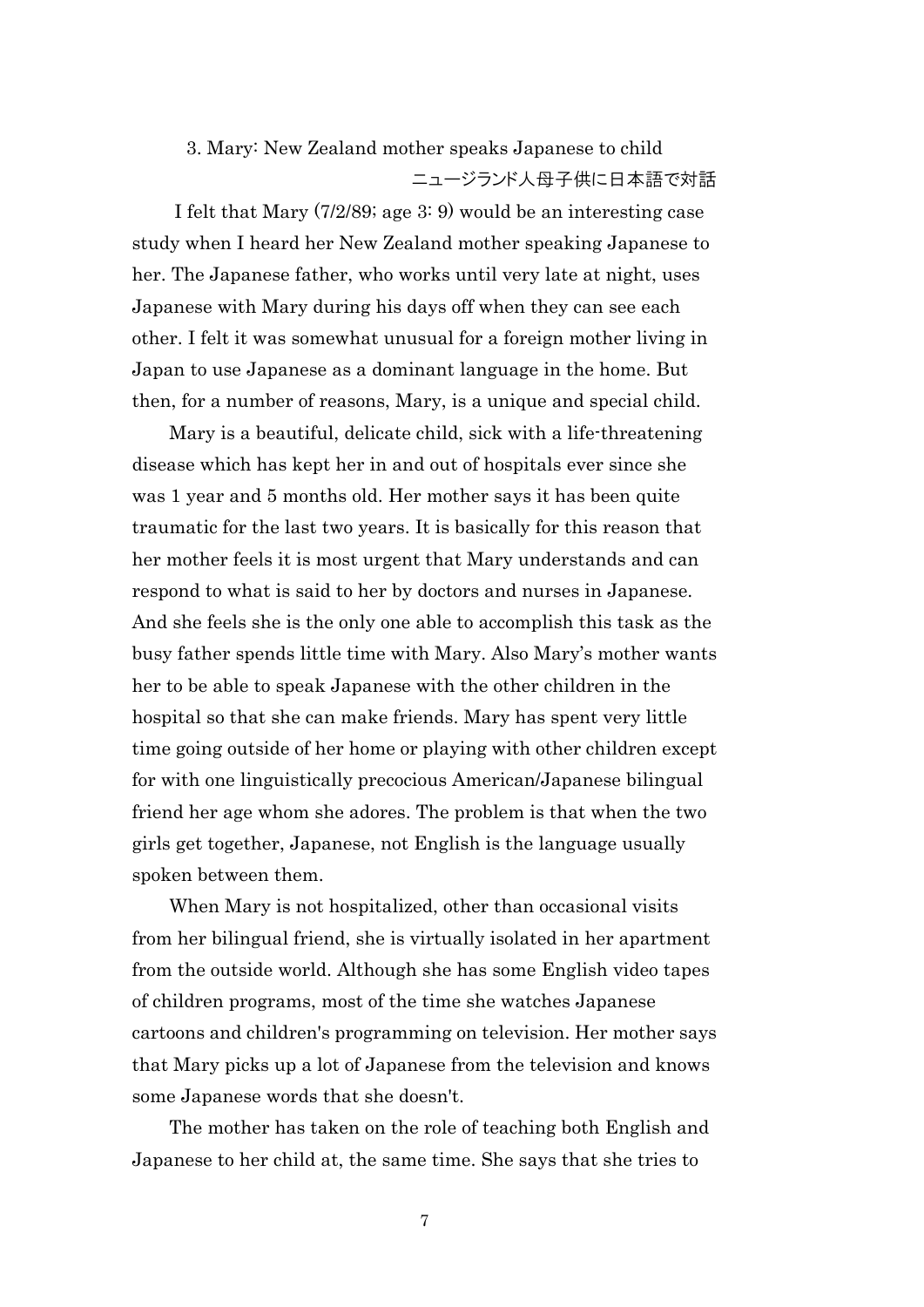### 3. Mary: New Zealand mother speaks Japanese to child

ニュージランド人母子供に日本語で対話

I felt that Mary (7/2/89; age 3: 9) would be an interesting case study when I heard her New Zealand mother speaking Japanese to her. The Japanese father, who works until very late at night, uses Japanese with Mary during his days off when they can see each other. I felt it was somewhat unusual for a foreign mother living in Japan to use Japanese as a dominant language in the home. But then, for a number of reasons, Mary, is a unique and special child.

Mary is a beautiful, delicate child, sick with a life-threatening disease which has kept her in and out of hospitals ever since she was 1 year and 5 months old. Her mother says it has been quite traumatic for the last two years. It is basically for this reason that her mother feels it is most urgent that Mary understands and can respond to what is said to her by doctors and nurses in Japanese. And she feels she is the only one able to accomplish this task as the busy father spends little time with Mary. Also Mary's mother wants her to be able to speak Japanese with the other children in the hospital so that she can make friends. Mary has spent very little time going outside of her home or playing with other children except for with one linguistically precocious American/Japanese bilingual friend her age whom she adores. The problem is that when the two girls get together, Japanese, not English is the language usually spoken between them.

When Mary is not hospitalized, other than occasional visits from her bilingual friend, she is virtually isolated in her apartment from the outside world. Although she has some English video tapes of children programs, most of the time she watches Japanese cartoons and children's programming on television. Her mother says that Mary picks up a lot of Japanese from the television and knows some Japanese words that she doesn't.

The mother has taken on the role of teaching both English and Japanese to her child at, the same time. She says that she tries to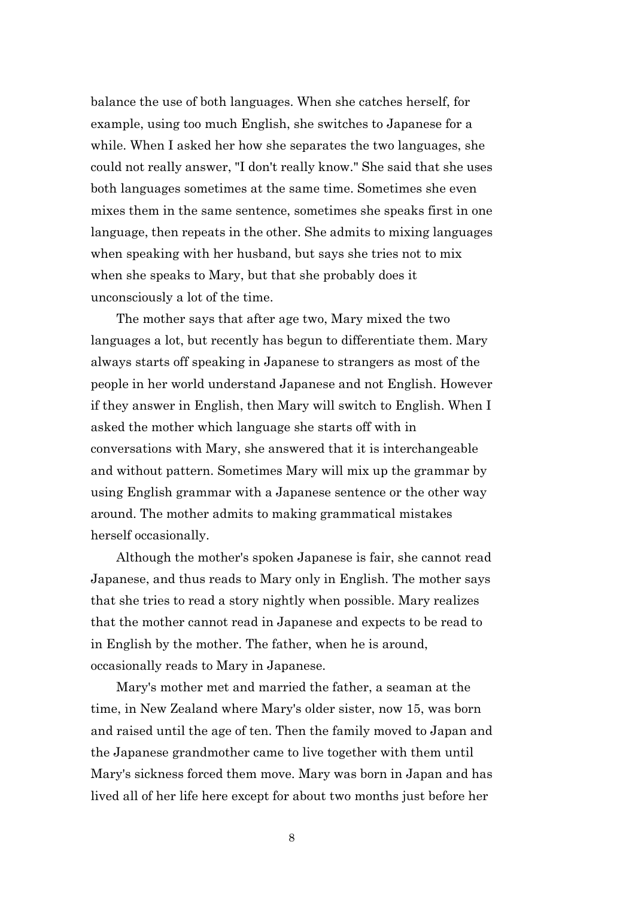balance the use of both languages. When she catches herself, for example, using too much English, she switches to Japanese for a while. When I asked her how she separates the two languages, she could not really answer, "I don't really know." She said that she uses both languages sometimes at the same time. Sometimes she even mixes them in the same sentence, sometimes she speaks first in one language, then repeats in the other. She admits to mixing languages when speaking with her husband, but says she tries not to mix when she speaks to Mary, but that she probably does it unconsciously a lot of the time.

The mother says that after age two, Mary mixed the two languages a lot, but recently has begun to differentiate them. Mary always starts off speaking in Japanese to strangers as most of the people in her world understand Japanese and not English. However if they answer in English, then Mary will switch to English. When I asked the mother which language she starts off with in conversations with Mary, she answered that it is interchangeable and without pattern. Sometimes Mary will mix up the grammar by using English grammar with a Japanese sentence or the other way around. The mother admits to making grammatical mistakes herself occasionally.

Although the mother's spoken Japanese is fair, she cannot read Japanese, and thus reads to Mary only in English. The mother says that she tries to read a story nightly when possible. Mary realizes that the mother cannot read in Japanese and expects to be read to in English by the mother. The father, when he is around, occasionally reads to Mary in Japanese.

Mary's mother met and married the father, a seaman at the time, in New Zealand where Mary's older sister, now 15, was born and raised until the age of ten. Then the family moved to Japan and the Japanese grandmother came to live together with them until Mary's sickness forced them move. Mary was born in Japan and has lived all of her life here except for about two months just before her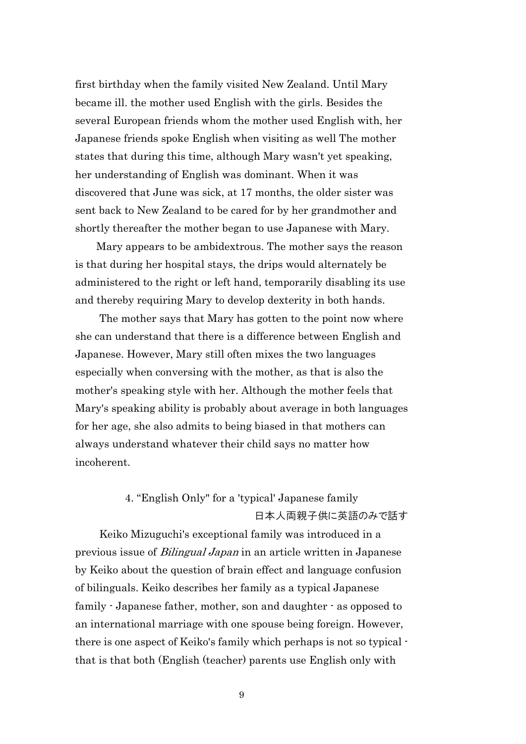first birthday when the family visited New Zealand. Until Mary became ill. the mother used English with the girls. Besides the several European friends whom the mother used English with, her Japanese friends spoke English when visiting as well The mother states that during this time, although Mary wasn't yet speaking, her understanding of English was dominant. When it was discovered that June was sick, at 17 months, the older sister was sent back to New Zealand to be cared for by her grandmother and shortly thereafter the mother began to use Japanese with Mary.

Mary appears to be ambidextrous. The mother says the reason is that during her hospital stays, the drips would alternately be administered to the right or left hand, temporarily disabling its use and thereby requiring Mary to develop dexterity in both hands.

The mother says that Mary has gotten to the point now where she can understand that there is a difference between English and Japanese. However, Mary still often mixes the two languages especially when conversing with the mother, as that is also the mother's speaking style with her. Although the mother feels that Mary's speaking ability is probably about average in both languages for her age, she also admits to being biased in that mothers can always understand whatever their child says no matter how incoherent.

### 4. "English Only" for a 'typical' Japanese family
日本人両親子供に英語のみで話す

Keiko Mizuguchi's exceptional family was introduced in a previous issue of *Bilingual Japan* in an article written in Japanese by Keiko about the question of brain effect and language confusion of bilinguals. Keiko describes her family as a typical Japanese family - Japanese father, mother, son and daughter - as opposed to an international marriage with one spouse being foreign. However, there is one aspect of Keiko's family which perhaps is not so typical - that is that both (English (teacher) parents use English only with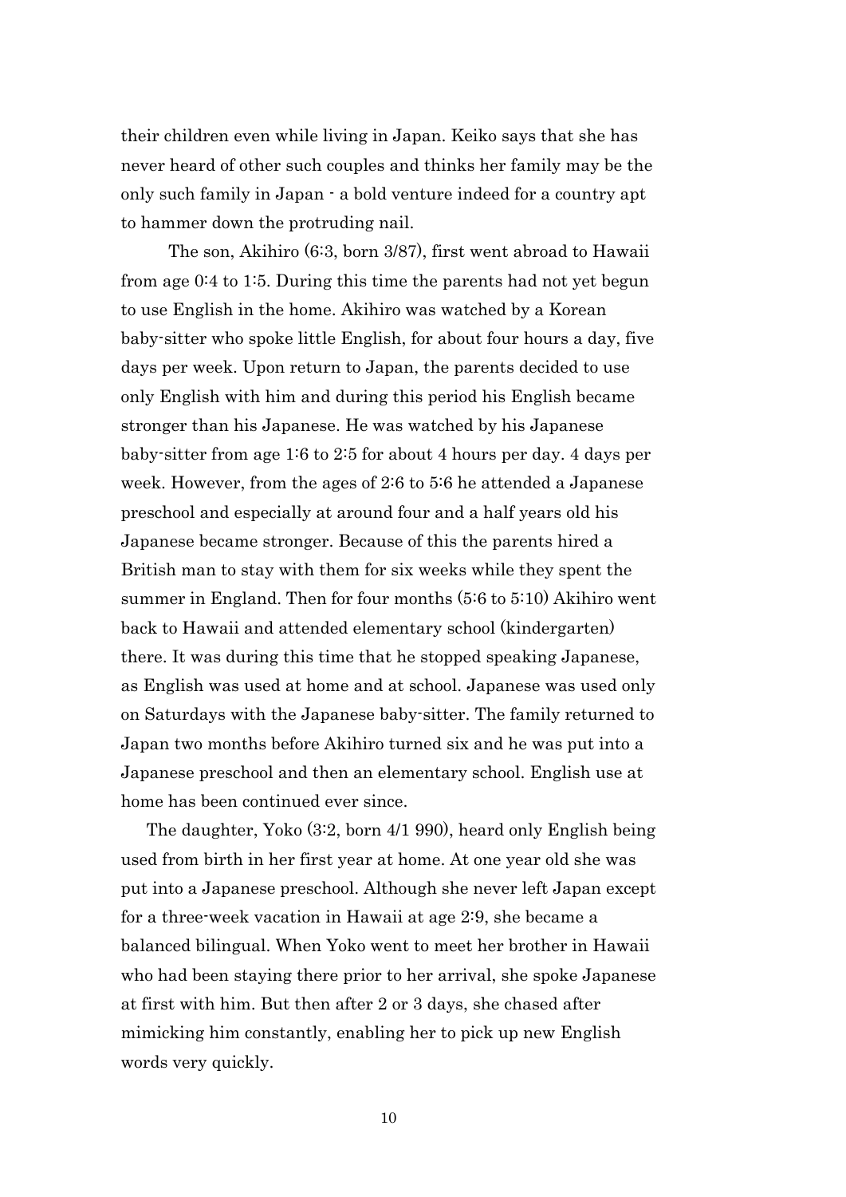their children even while living in Japan. Keiko says that she has never heard of other such couples and thinks her family may be the only such family in Japan - a bold venture indeed for a country apt to hammer down the protruding nail.

The son, Akihiro (6:3, born 3/87), first went abroad to Hawaii from age 0:4 to 1:5. During this time the parents had not yet begun to use English in the home. Akihiro was watched by a Korean baby-sitter who spoke little English, for about four hours a day, five days per week. Upon return to Japan, the parents decided to use only English with him and during this period his English became stronger than his Japanese. He was watched by his Japanese baby-sitter from age 1:6 to 2:5 for about 4 hours per day. 4 days per week. However, from the ages of 2:6 to 5:6 he attended a Japanese preschool and especially at around four and a half years old his Japanese became stronger. Because of this the parents hired a British man to stay with them for six weeks while they spent the summer in England. Then for four months (5:6 to 5:10) Akihiro went back to Hawaii and attended elementary school (kindergarten) there. It was during this time that he stopped speaking Japanese, as English was used at home and at school. Japanese was used only on Saturdays with the Japanese baby-sitter. The family returned to Japan two months before Akihiro turned six and he was put into a Japanese preschool and then an elementary school. English use at home has been continued ever since.

The daughter, Yoko (3:2, born 4/1 990), heard only English being used from birth in her first year at home. At one year old she was put into a Japanese preschool. Although she never left Japan except for a three-week vacation in Hawaii at age 2:9, she became a balanced bilingual. When Yoko went to meet her brother in Hawaii who had been staying there prior to her arrival, she spoke Japanese at first with him. But then after 2 or 3 days, she chased after mimicking him constantly, enabling her to pick up new English words very quickly.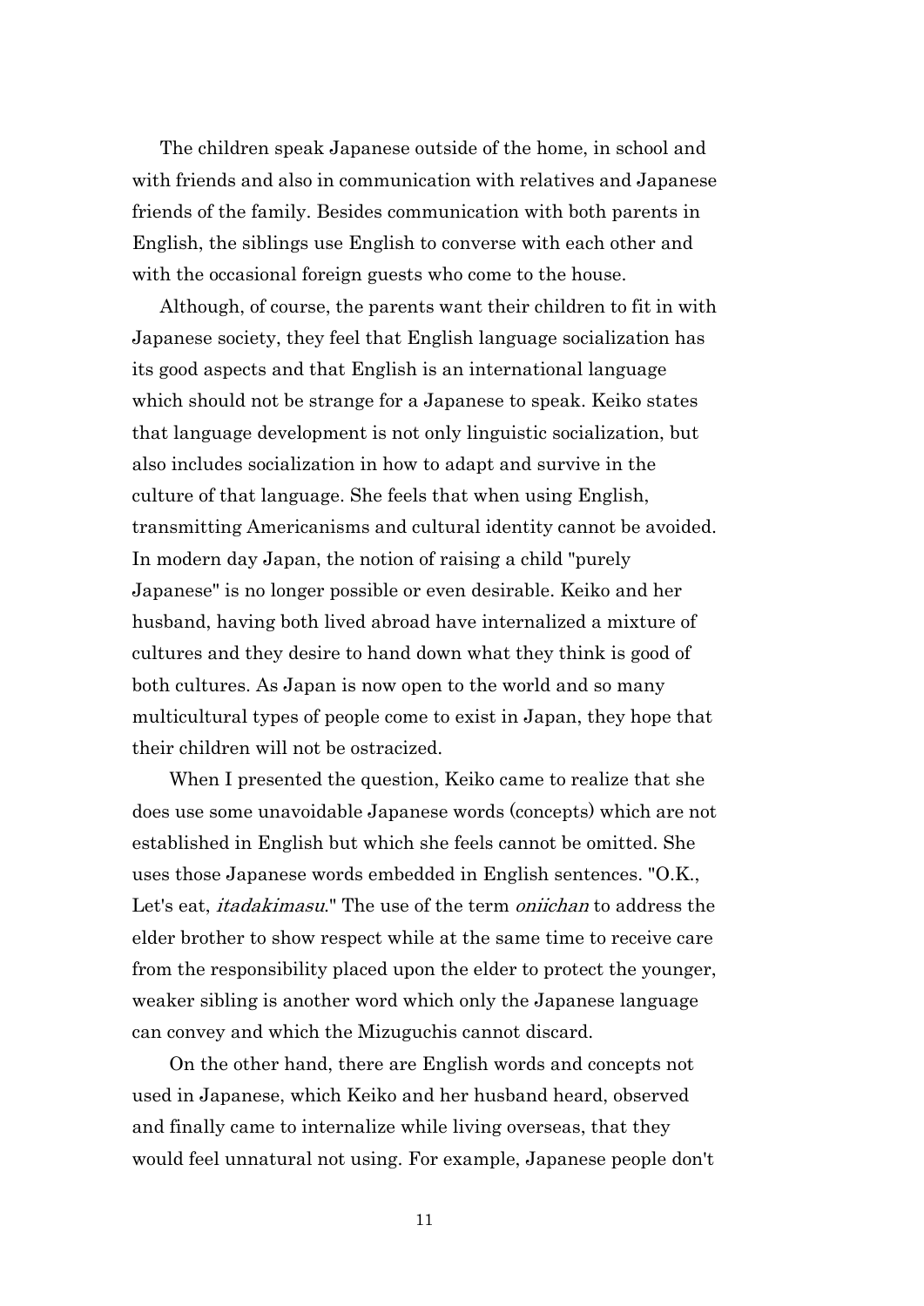The children speak Japanese outside of the home, in school and with friends and also in communication with relatives and Japanese friends of the family. Besides communication with both parents in English, the siblings use English to converse with each other and with the occasional foreign guests who come to the house.

Although, of course, the parents want their children to fit in with Japanese society, they feel that English language socialization has its good aspects and that English is an international language which should not be strange for a Japanese to speak. Keiko states that language development is not only linguistic socialization, but also includes socialization in how to adapt and survive in the culture of that language. She feels that when using English, transmitting Americanisms and cultural identity cannot be avoided. In modern day Japan, the notion of raising a child "purely Japanese" is no longer possible or even desirable. Keiko and her husband, having both lived abroad have internalized a mixture of cultures and they desire to hand down what they think is good of both cultures. As Japan is now open to the world and so many multicultural types of people come to exist in Japan, they hope that their children will not be ostracized.

When I presented the question, Keiko came to realize that she does use some unavoidable Japanese words (concepts) which are not established in English but which she feels cannot be omitted. She uses those Japanese words embedded in English sentences. "O.K., Let's eat, *itadakimasu*." The use of the term *oniichan* to address the elder brother to show respect while at the same time to receive care from the responsibility placed upon the elder to protect the younger, weaker sibling is another word which only the Japanese language can convey and which the Mizuguchis cannot discard.

On the other hand, there are English words and concepts not used in Japanese, which Keiko and her husband heard, observed and finally came to internalize while living overseas, that they would feel unnatural not using. For example, Japanese people don't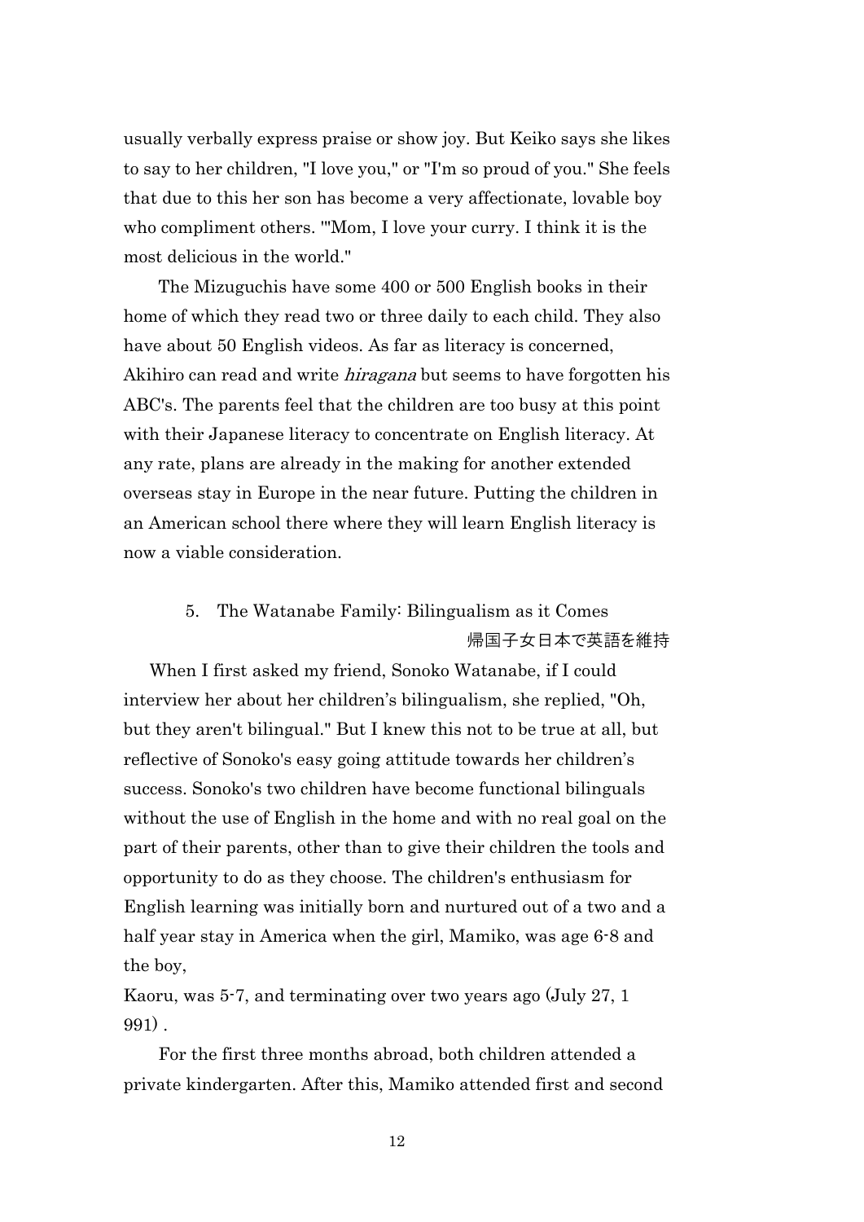usually verbally express praise or show joy. But Keiko says she likes to say to her children, "I love you," or "I'm so proud of you." She feels that due to this her son has become a very affectionate, lovable boy who compliment others. '"Mom, I love your curry. I think it is the most delicious in the world."

The Mizuguchis have some 400 or 500 English books in their home of which they read two or three daily to each child. They also have about 50 English videos. As far as literacy is concerned, Akihiro can read and write *hiragana* but seems to have forgotten his ABC's. The parents feel that the children are too busy at this point with their Japanese literacy to concentrate on English literacy. At any rate, plans are already in the making for another extended overseas stay in Europe in the near future. Putting the children in an American school there where they will learn English literacy is now a viable consideration.

## 5. The Watanabe Family: Bilingualism as it Comes

帰国子女日本で英語を維持

When I first asked my friend, Sonoko Watanabe, if I could interview her about her children's bilingualism, she replied, "Oh, but they aren't bilingual." But I knew this not to be true at all, but reflective of Sonoko's easy going attitude towards her children's success. Sonoko's two children have become functional bilinguals without the use of English in the home and with no real goal on the part of their parents, other than to give their children the tools and opportunity to do as they choose. The children's enthusiasm for English learning was initially born and nurtured out of a two and a half year stay in America when the girl, Mamiko, was age 6-8 and the boy,

Kaoru, was 5-7, and terminating over two years ago (July 27, 1991) .

For the first three months abroad, both children attended a private kindergarten. After this, Mamiko attended first and second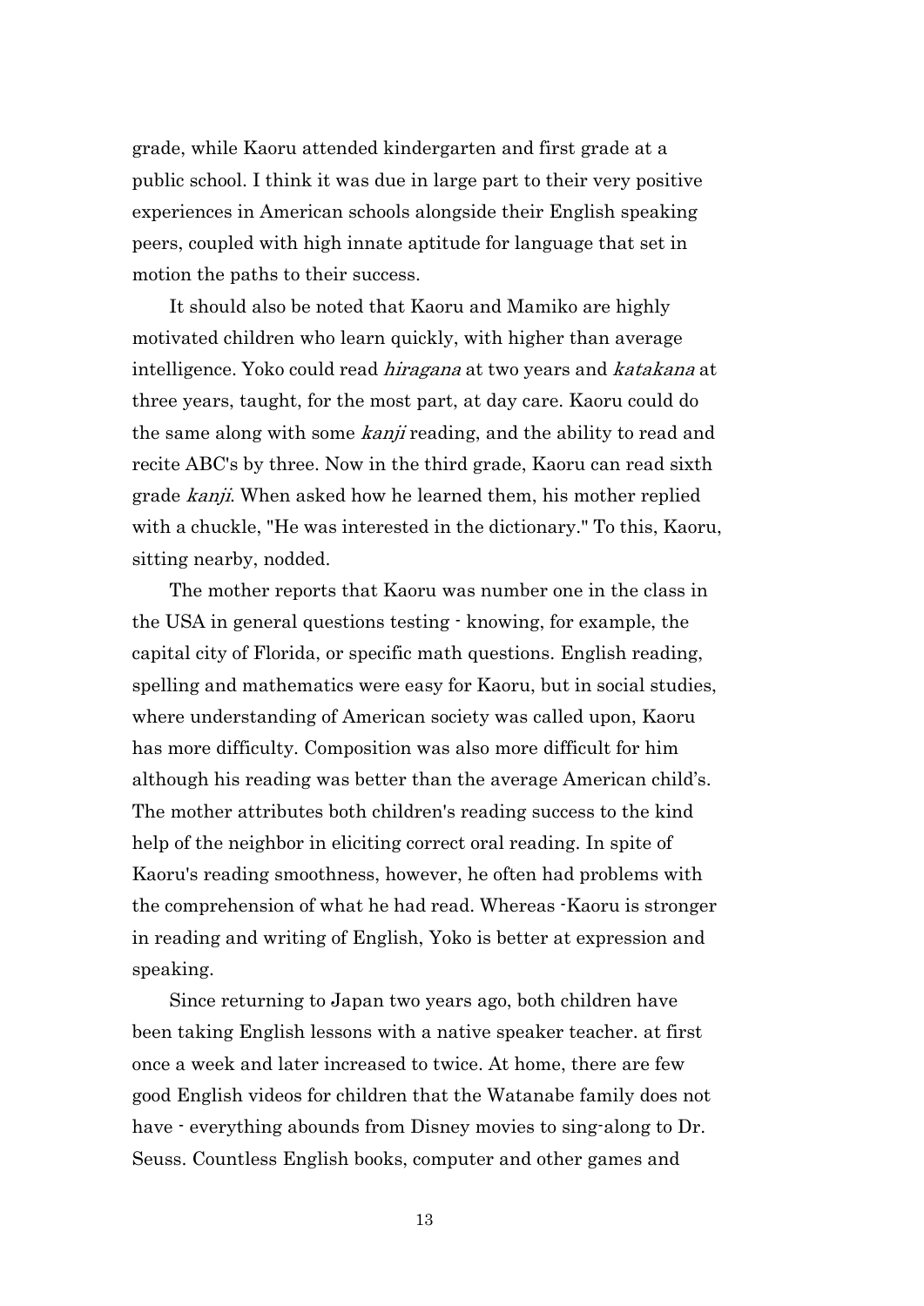grade, while Kaoru attended kindergarten and first grade at a public school. I think it was due in large part to their very positive experiences in American schools alongside their English speaking peers, coupled with high innate aptitude for language that set in motion the paths to their success.

It should also be noted that Kaoru and Mamiko are highly motivated children who learn quickly, with higher than average intelligence. Yoko could read *hiragana* at two years and *katakana* at three years, taught, for the most part, at day care. Kaoru could do the same along with some *kanji* reading, and the ability to read and recite ABC's by three. Now in the third grade, Kaoru can read sixth grade *kanji*. When asked how he learned them, his mother replied with a chuckle, "He was interested in the dictionary." To this, Kaoru, sitting nearby, nodded.

The mother reports that Kaoru was number one in the class in the USA in general questions testing - knowing, for example, the capital city of Florida, or specific math questions. English reading, spelling and mathematics were easy for Kaoru, but in social studies, where understanding of American society was called upon, Kaoru has more difficulty. Composition was also more difficult for him although his reading was better than the average American child's. The mother attributes both children's reading success to the kind help of the neighbor in eliciting correct oral reading. In spite of Kaoru's reading smoothness, however, he often had problems with the comprehension of what he had read. Whereas -Kaoru is stronger in reading and writing of English, Yoko is better at expression and speaking.

Since returning to Japan two years ago, both children have been taking English lessons with a native speaker teacher. at first once a week and later increased to twice. At home, there are few good English videos for children that the Watanabe family does not have - everything abounds from Disney movies to sing-along to Dr. Seuss. Countless English books, computer and other games and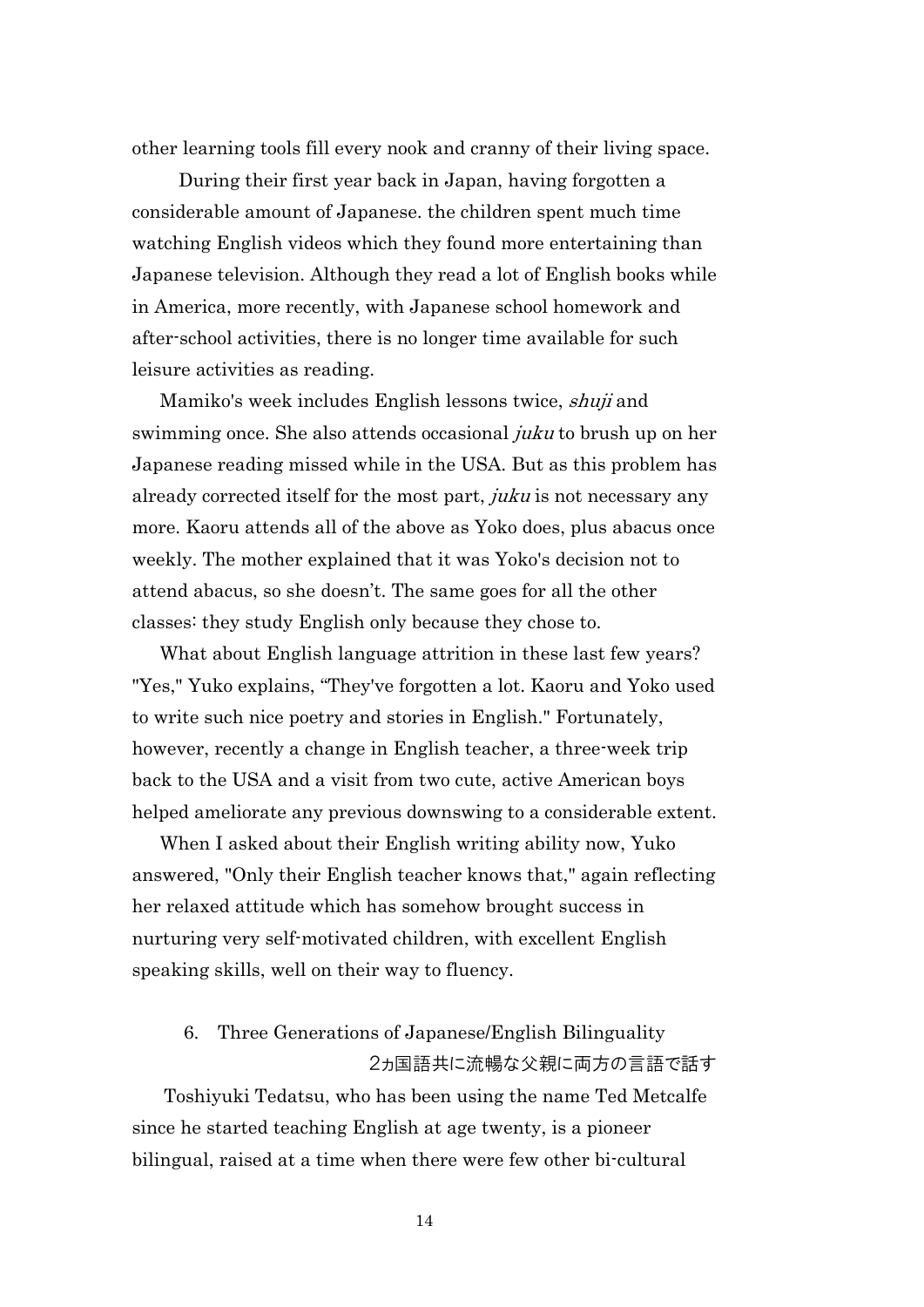other learning tools fill every nook and cranny of their living space.

During their first year back in Japan, having forgotten a considerable amount of Japanese. the children spent much time watching English videos which they found more entertaining than Japanese television. Although they read a lot of English books while in America, more recently, with Japanese school homework and after-school activities, there is no longer time available for such leisure activities as reading.

Mamiko's week includes English lessons twice, *shuji* and swimming once. She also attends occasional *juku* to brush up on her Japanese reading missed while in the USA. But as this problem has already corrected itself for the most part, *juku* is not necessary any more. Kaoru attends all of the above as Yoko does, plus abacus once weekly. The mother explained that it was Yoko's decision not to attend abacus, so she doesn't. The same goes for all the other classes: they study English only because they chose to.

What about English language attrition in these last few years? "Yes," Yuko explains, "They've forgotten a lot. Kaoru and Yoko used to write such nice poetry and stories in English." Fortunately, however, recently a change in English teacher, a three-week trip back to the USA and a visit from two cute, active American boys helped ameliorate any previous downswing to a considerable extent.

When I asked about their English writing ability now, Yuko answered, "Only their English teacher knows that," again reflecting her relaxed attitude which has somehow brought success in nurturing very self-motivated children, with excellent English speaking skills, well on their way to fluency.

## 6. Three Generations of Japanese/English Bilinguality

2ヵ国語共に流暢な父親に両方の言語で話す

Toshiyuki Tedatsu, who has been using the name Ted Metcalfe since he started teaching English at age twenty, is a pioneer bilingual, raised at a time when there were few other bi-cultural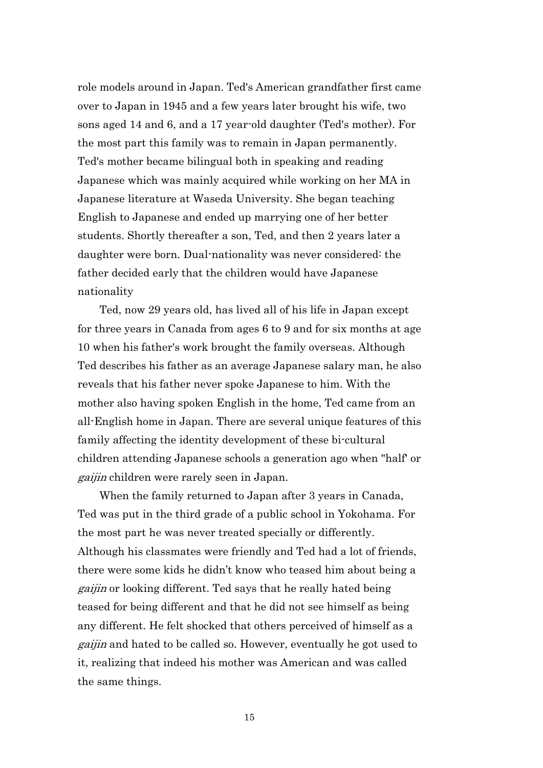role models around in Japan. Ted's American grandfather first came over to Japan in 1945 and a few years later brought his wife, two sons aged 14 and 6, and a 17 year-old daughter (Ted's mother). For the most part this family was to remain in Japan permanently. Ted's mother became bilingual both in speaking and reading Japanese which was mainly acquired while working on her MA in Japanese literature at Waseda University. She began teaching English to Japanese and ended up marrying one of her better students. Shortly thereafter a son, Ted, and then 2 years later a daughter were born. Dual-nationality was never considered: the father decided early that the children would have Japanese nationality

Ted, now 29 years old, has lived all of his life in Japan except for three years in Canada from ages 6 to 9 and for six months at age 10 when his father's work brought the family overseas. Although Ted describes his father as an average Japanese salary man, he also reveals that his father never spoke Japanese to him. With the mother also having spoken English in the home, Ted came from an all-English home in Japan. There are several unique features of this family affecting the identity development of these bi-cultural children attending Japanese schools a generation ago when "half" or *gaijin* children were rarely seen in Japan.

When the family returned to Japan after 3 years in Canada, Ted was put in the third grade of a public school in Yokohama. For the most part he was never treated specially or differently. Although his classmates were friendly and Ted had a lot of friends, there were some kids he didn't know who teased him about being a *gaijin* or looking different. Ted says that he really hated being teased for being different and that he did not see himself as being any different. He felt shocked that others perceived of himself as a *gaijin* and hated to be called so. However, eventually he got used to it, realizing that indeed his mother was American and was called the same things.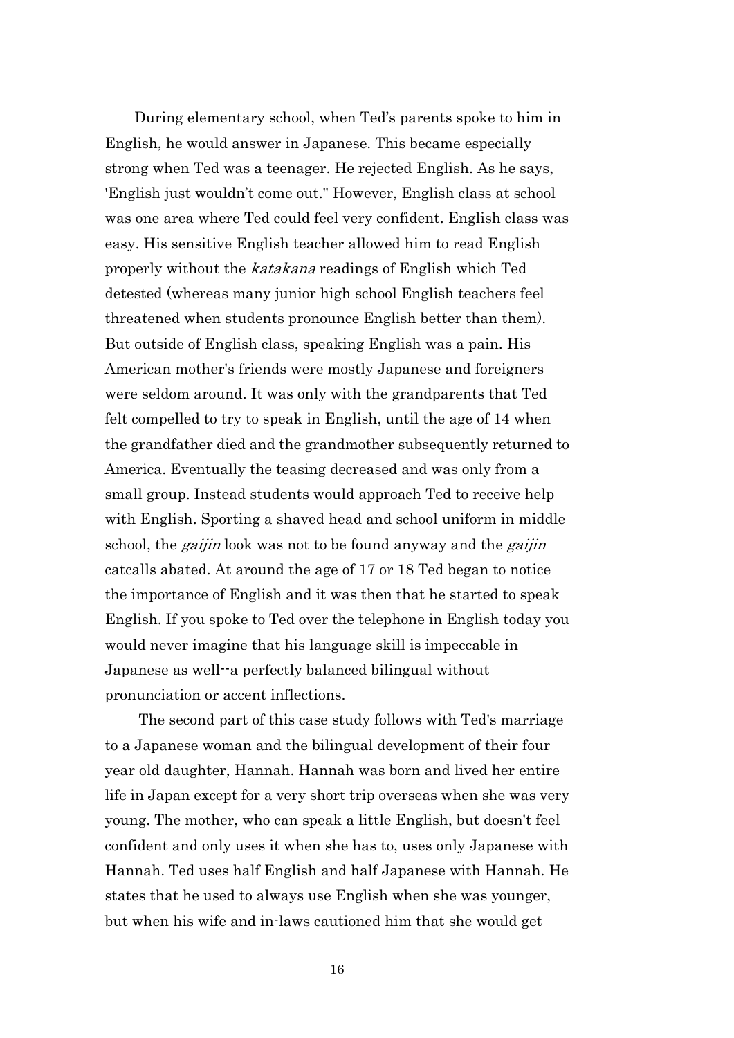During elementary school, when Ted's parents spoke to him in English, he would answer in Japanese. This became especially strong when Ted was a teenager. He rejected English. As he says, 'English just wouldn't come out." However, English class at school was one area where Ted could feel very confident. English class was easy. His sensitive English teacher allowed him to read English properly without the *katakana* readings of English which Ted detested (whereas many junior high school English teachers feel threatened when students pronounce English better than them). But outside of English class, speaking English was a pain. His American mother's friends were mostly Japanese and foreigners were seldom around. It was only with the grandparents that Ted felt compelled to try to speak in English, until the age of 14 when the grandfather died and the grandmother subsequently returned to America. Eventually the teasing decreased and was only from a small group. Instead students would approach Ted to receive help with English. Sporting a shaved head and school uniform in middle school, the *gaijin* look was not to be found anyway and the *gaijin* catcalls abated. At around the age of 17 or 18 Ted began to notice the importance of English and it was then that he started to speak English. If you spoke to Ted over the telephone in English today you would never imagine that his language skill is impeccable in Japanese as well--a perfectly balanced bilingual without pronunciation or accent inflections.

The second part of this case study follows with Ted's marriage to a Japanese woman and the bilingual development of their four year old daughter, Hannah. Hannah was born and lived her entire life in Japan except for a very short trip overseas when she was very young. The mother, who can speak a little English, but doesn't feel confident and only uses it when she has to, uses only Japanese with Hannah. Ted uses half English and half Japanese with Hannah. He states that he used to always use English when she was younger, but when his wife and in-laws cautioned him that she would get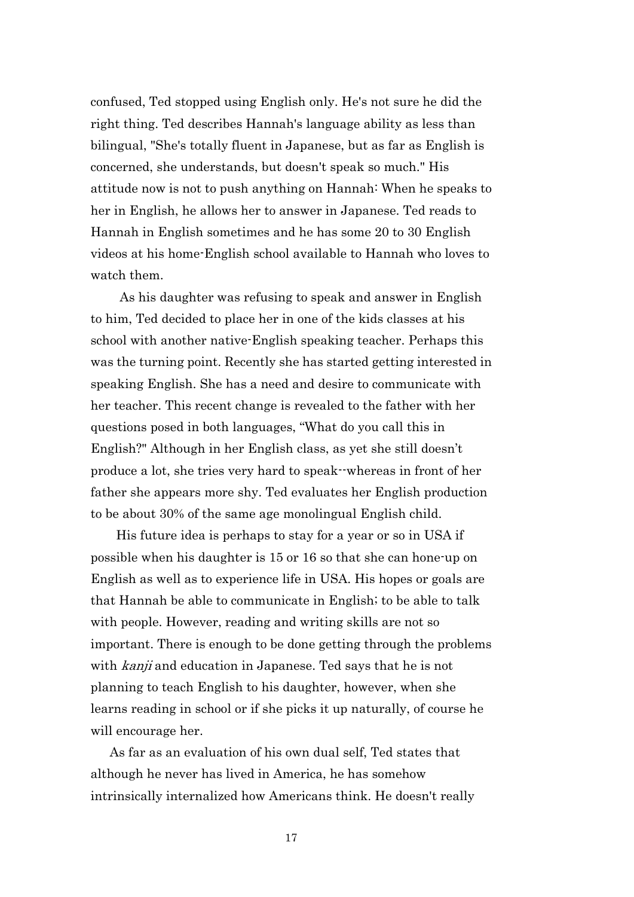confused, Ted stopped using English only. He's not sure he did the right thing. Ted describes Hannah's language ability as less than bilingual, "She's totally fluent in Japanese, but as far as English is concerned, she understands, but doesn't speak so much." His attitude now is not to push anything on Hannah: When he speaks to her in English, he allows her to answer in Japanese. Ted reads to Hannah in English sometimes and he has some 20 to 30 English videos at his home-English school available to Hannah who loves to watch them.

As his daughter was refusing to speak and answer in English to him, Ted decided to place her in one of the kids classes at his school with another native-English speaking teacher. Perhaps this was the turning point. Recently she has started getting interested in speaking English. She has a need and desire to communicate with her teacher. This recent change is revealed to the father with her questions posed in both languages, "What do you call this in English?" Although in her English class, as yet she still doesn't produce a lot, she tries very hard to speak--whereas in front of her father she appears more shy. Ted evaluates her English production to be about 30% of the same age monolingual English child.

His future idea is perhaps to stay for a year or so in USA if possible when his daughter is 15 or 16 so that she can hone-up on English as well as to experience life in USA. His hopes or goals are that Hannah be able to communicate in English; to be able to talk with people. However, reading and writing skills are not so important. There is enough to be done getting through the problems with *kanji* and education in Japanese. Ted says that he is not planning to teach English to his daughter, however, when she learns reading in school or if she picks it up naturally, of course he will encourage her.

As far as an evaluation of his own dual self, Ted states that although he never has lived in America, he has somehow intrinsically internalized how Americans think. He doesn't really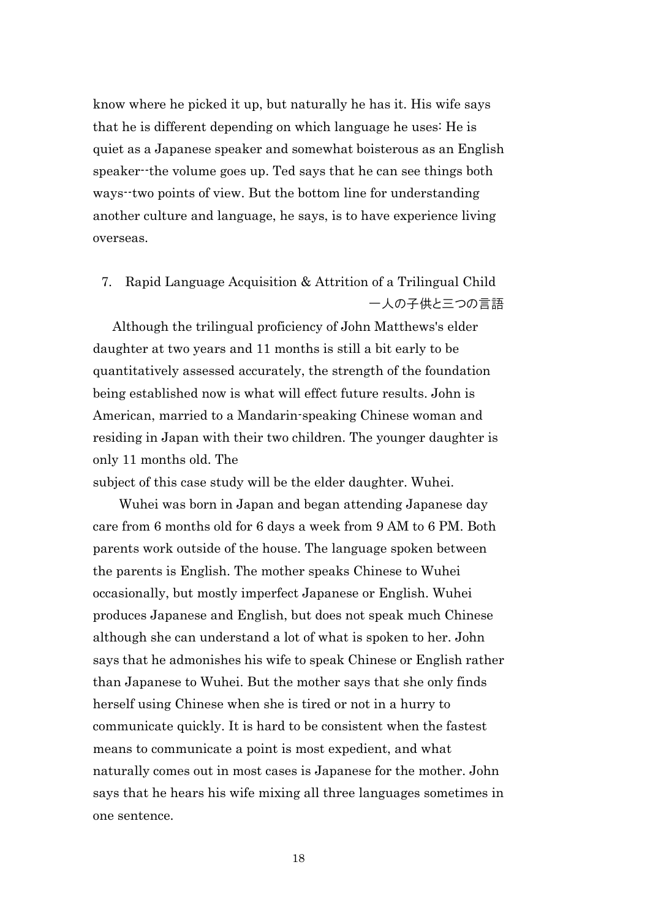know where he picked it up, but naturally he has it. His wife says that he is different depending on which language he uses: He is quiet as a Japanese speaker and somewhat boisterous as an English speaker--the volume goes up. Ted says that he can see things both ways--two points of view. But the bottom line for understanding another culture and language, he says, is to have experience living overseas.

## 7. Rapid Language Acquisition & Attrition of a Trilingual Child 一人の子供と三つの言語

Although the trilingual proficiency of John Matthews's elder daughter at two years and 11 months is still a bit early to be quantitatively assessed accurately, the strength of the foundation being established now is what will effect future results. John is American, married to a Mandarin-speaking Chinese woman and residing in Japan with their two children. The younger daughter is only 11 months old. The subject of this case study will be the elder daughter. Wuhei.

Wuhei was born in Japan and began attending Japanese day care from 6 months old for 6 days a week from 9 AM to 6 PM. Both parents work outside of the house. The language spoken between the parents is English. The mother speaks Chinese to Wuhei occasionally, but mostly imperfect Japanese or English. Wuhei produces Japanese and English, but does not speak much Chinese although she can understand a lot of what is spoken to her. John says that he admonishes his wife to speak Chinese or English rather than Japanese to Wuhei. But the mother says that she only finds herself using Chinese when she is tired or not in a hurry to communicate quickly. It is hard to be consistent when the fastest means to communicate a point is most expedient, and what naturally comes out in most cases is Japanese for the mother. John says that he hears his wife mixing all three languages sometimes in one sentence.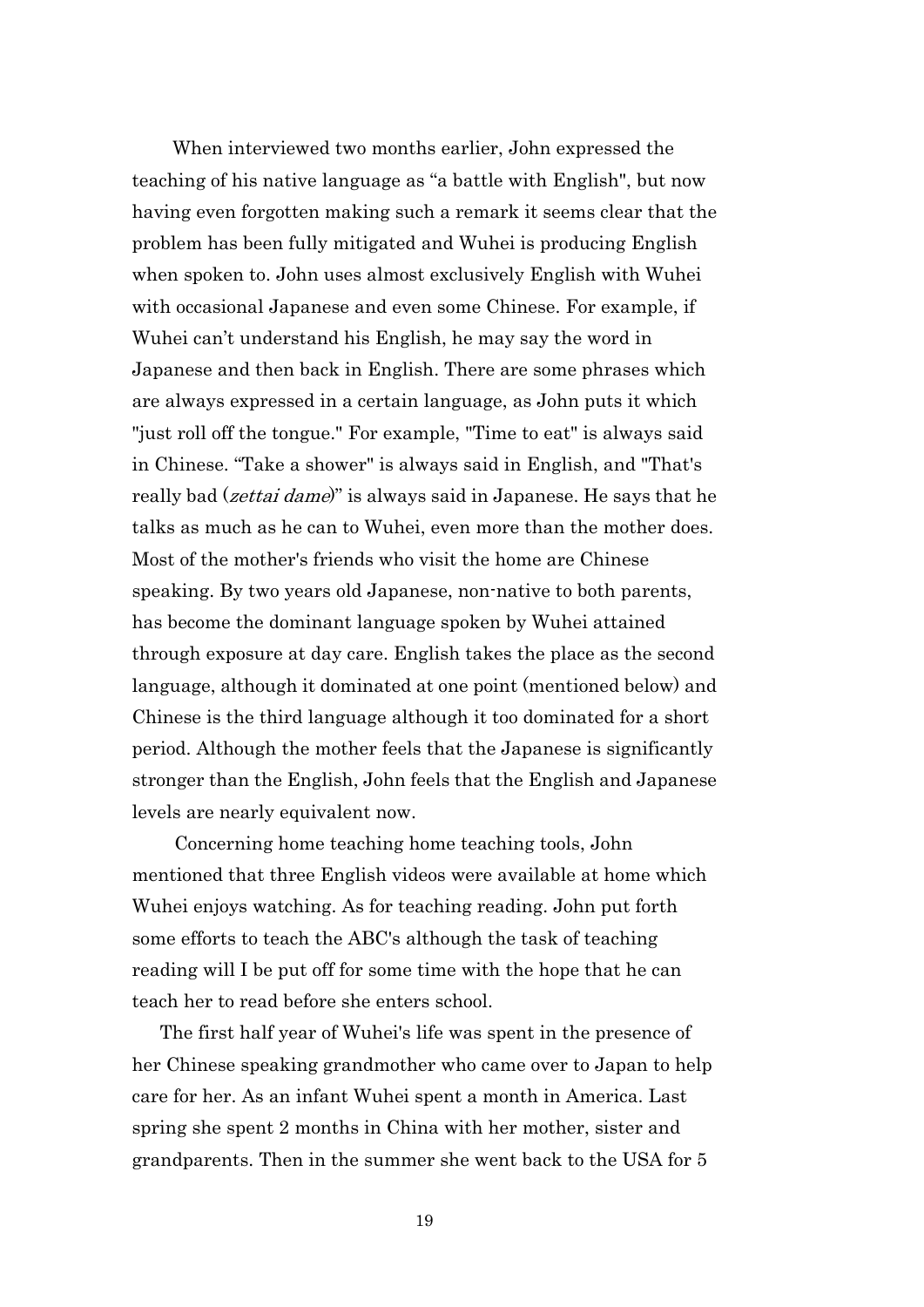When interviewed two months earlier, John expressed the teaching of his native language as “a battle with English", but now having even forgotten making such a remark it seems clear that the problem has been fully mitigated and Wuhei is producing English when spoken to. John uses almost exclusively English with Wuhei with occasional Japanese and even some Chinese. For example, if Wuhei can’t understand his English, he may say the word in Japanese and then back in English. There are some phrases which are always expressed in a certain language, as John puts it which "just roll off the tongue." For example, "Time to eat" is always said in Chinese. “Take a shower" is always said in English, and "That's really bad (*zettai dame*)” is always said in Japanese. He says that he talks as much as he can to Wuhei, even more than the mother does. Most of the mother's friends who visit the home are Chinese speaking. By two years old Japanese, non-native to both parents, has become the dominant language spoken by Wuhei attained through exposure at day care. English takes the place as the second language, although it dominated at one point (mentioned below) and Chinese is the third language although it too dominated for a short period. Although the mother feels that the Japanese is significantly stronger than the English, John feels that the English and Japanese levels are nearly equivalent now.

Concerning home teaching home teaching tools, John mentioned that three English videos were available at home which Wuhei enjoys watching. As for teaching reading. John put forth some efforts to teach the ABC's although the task of teaching reading will I be put off for some time with the hope that he can teach her to read before she enters school.

The first half year of Wuhei's life was spent in the presence of her Chinese speaking grandmother who came over to Japan to help care for her. As an infant Wuhei spent a month in America. Last spring she spent 2 months in China with her mother, sister and grandparents. Then in the summer she went back to the USA for 5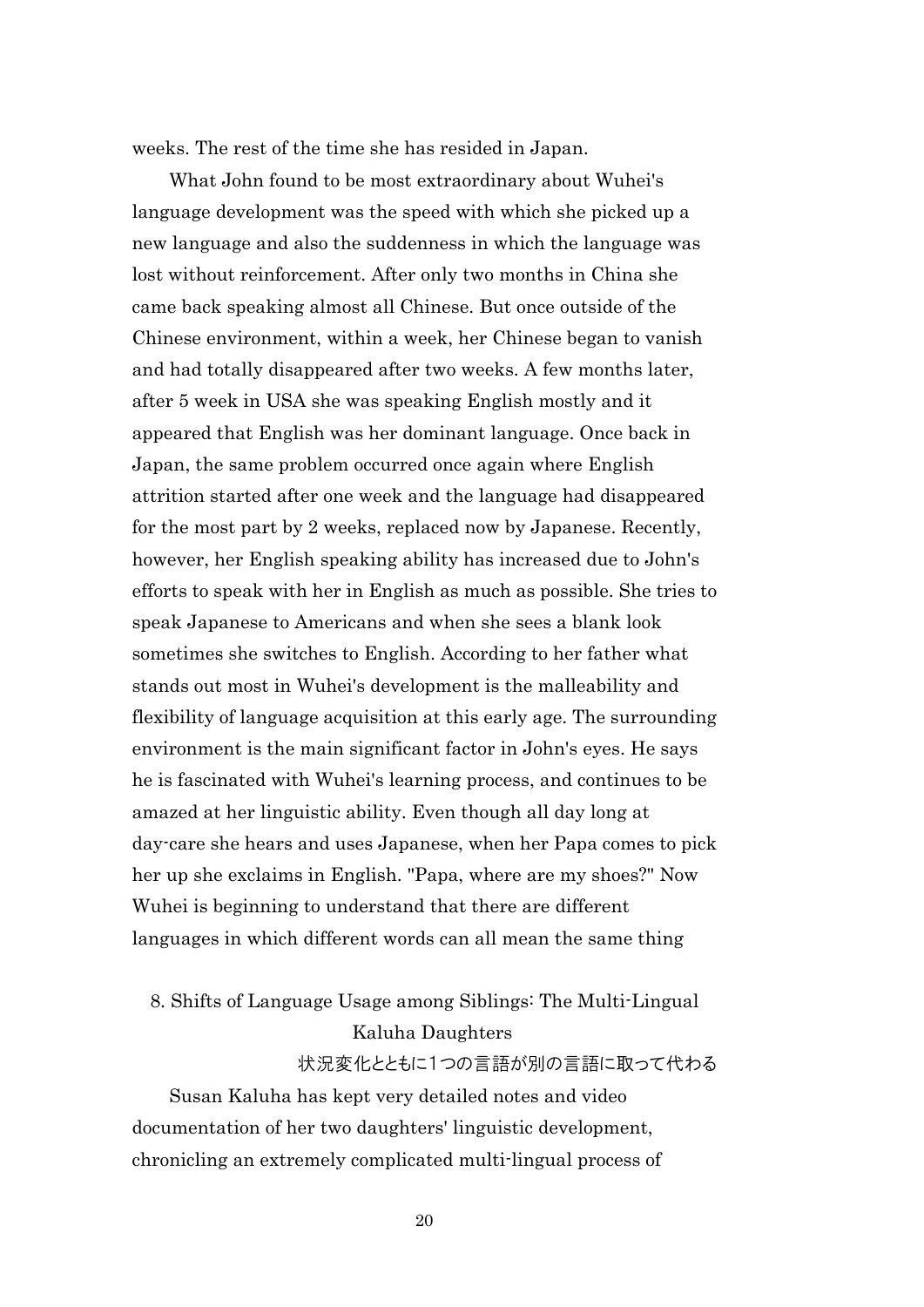weeks. The rest of the time she has resided in Japan.

What John found to be most extraordinary about Wuhei's language development was the speed with which she picked up a new language and also the suddenness in which the language was lost without reinforcement. After only two months in China she came back speaking almost all Chinese. But once outside of the Chinese environment, within a week, her Chinese began to vanish and had totally disappeared after two weeks. A few months later, after 5 week in USA she was speaking English mostly and it appeared that English was her dominant language. Once back in Japan, the same problem occurred once again where English attrition started after one week and the language had disappeared for the most part by 2 weeks, replaced now by Japanese. Recently, however, her English speaking ability has increased due to John's efforts to speak with her in English as much as possible. She tries to speak Japanese to Americans and when she sees a blank look sometimes she switches to English. According to her father what stands out most in Wuhei's development is the malleability and flexibility of language acquisition at this early age. The surrounding environment is the main significant factor in John's eyes. He says he is fascinated with Wuhei's learning process, and continues to be amazed at her linguistic ability. Even though all day long at day-care she hears and uses Japanese, when her Papa comes to pick her up she exclaims in English. "Papa, where are my shoes?" Now Wuhei is beginning to understand that there are different languages in which different words can all mean the same thing

## 8. Shifts of Language Usage among Siblings: The Multi-Lingual Kaluha Daughters

状況変化とともに1つの言語が別の言語に取って代わる

Susan Kaluha has kept very detailed notes and video documentation of her two daughters' linguistic development, chronicling an extremely complicated multi-lingual process of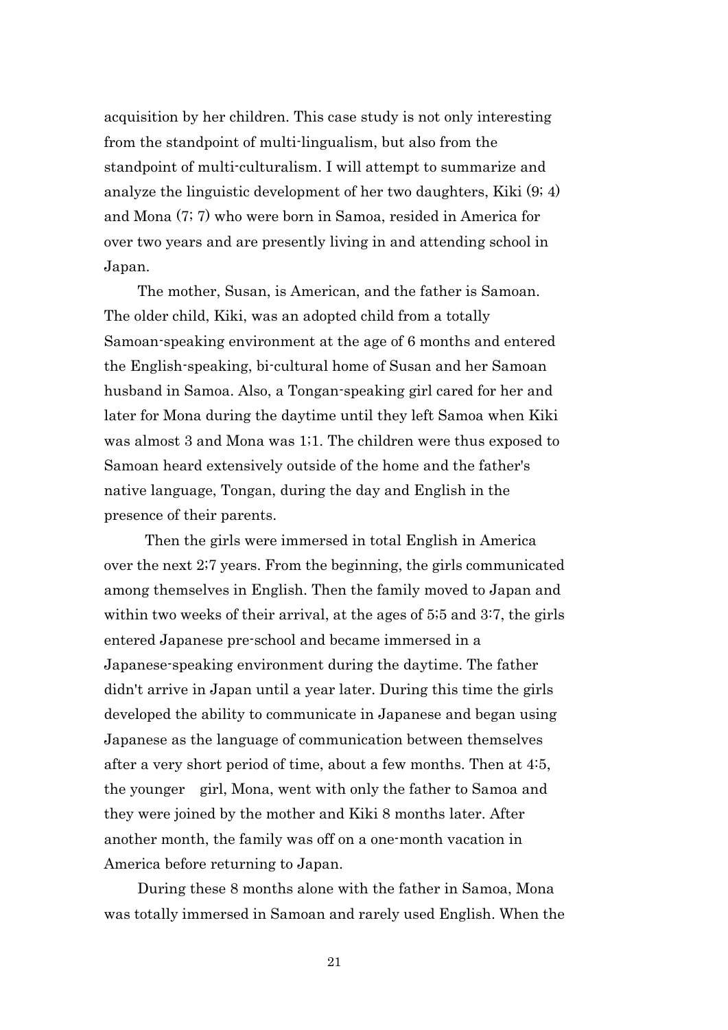acquisition by her children. This case study is not only interesting from the standpoint of multi-lingualism, but also from the standpoint of multi-culturalism. I will attempt to summarize and analyze the linguistic development of her two daughters, Kiki (9; 4) and Mona (7; 7) who were born in Samoa, resided in America for over two years and are presently living in and attending school in Japan.

The mother, Susan, is American, and the father is Samoan. The older child, Kiki, was an adopted child from a totally Samoan-speaking environment at the age of 6 months and entered the English-speaking, bi-cultural home of Susan and her Samoan husband in Samoa. Also, a Tongan-speaking girl cared for her and later for Mona during the daytime until they left Samoa when Kiki was almost 3 and Mona was 1;1. The children were thus exposed to Samoan heard extensively outside of the home and the father's native language, Tongan, during the day and English in the presence of their parents.

Then the girls were immersed in total English in America over the next 2;7 years. From the beginning, the girls communicated among themselves in English. Then the family moved to Japan and within two weeks of their arrival, at the ages of 5;5 and 3:7, the girls entered Japanese pre-school and became immersed in a Japanese-speaking environment during the daytime. The father didn't arrive in Japan until a year later. During this time the girls developed the ability to communicate in Japanese and began using Japanese as the language of communication between themselves after a very short period of time, about a few months. Then at 4:5, the younger girl, Mona, went with only the father to Samoa and they were joined by the mother and Kiki 8 months later. After another month, the family was off on a one-month vacation in America before returning to Japan.

During these 8 months alone with the father in Samoa, Mona was totally immersed in Samoan and rarely used English. When the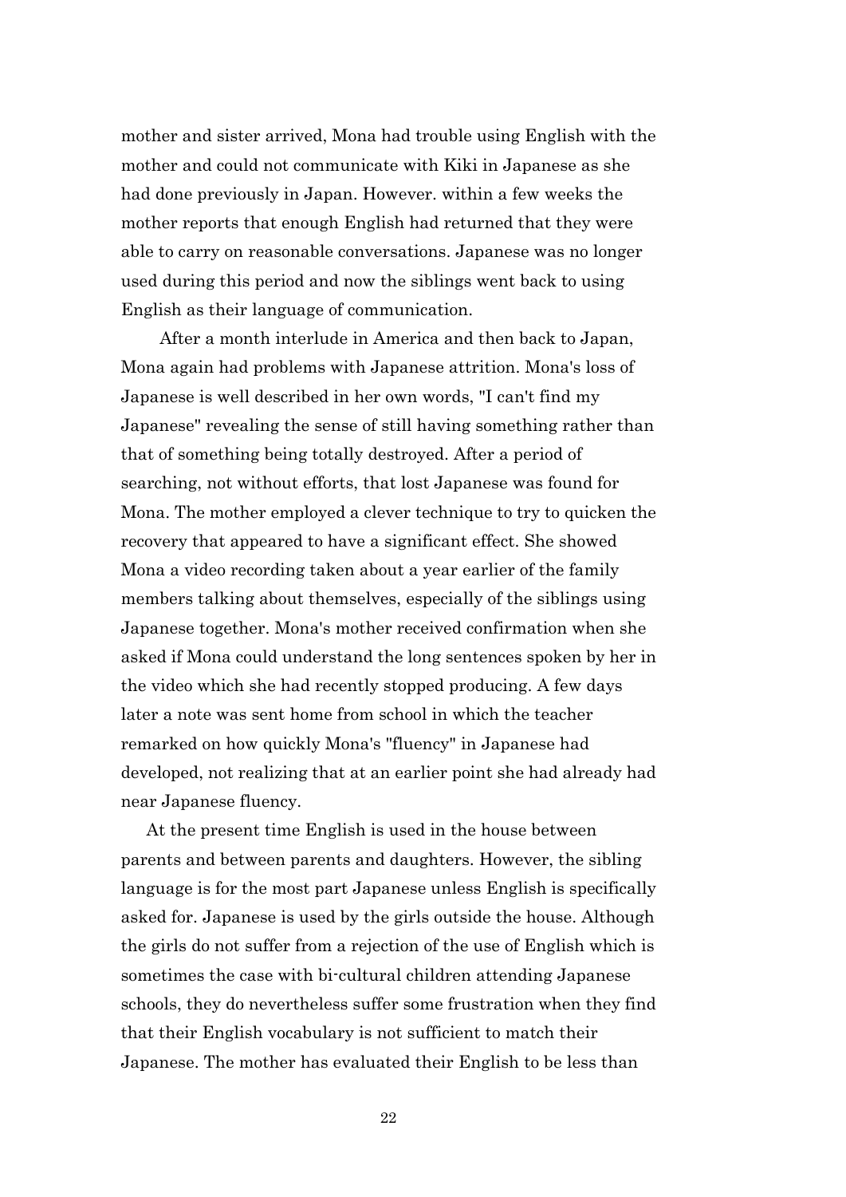mother and sister arrived, Mona had trouble using English with the mother and could not communicate with Kiki in Japanese as she had done previously in Japan. However. within a few weeks the mother reports that enough English had returned that they were able to carry on reasonable conversations. Japanese was no longer used during this period and now the siblings went back to using English as their language of communication.

After a month interlude in America and then back to Japan, Mona again had problems with Japanese attrition. Mona's loss of Japanese is well described in her own words, "I can't find my Japanese" revealing the sense of still having something rather than that of something being totally destroyed. After a period of searching, not without efforts, that lost Japanese was found for Mona. The mother employed a clever technique to try to quicken the recovery that appeared to have a significant effect. She showed Mona a video recording taken about a year earlier of the family members talking about themselves, especially of the siblings using Japanese together. Mona's mother received confirmation when she asked if Mona could understand the long sentences spoken by her in the video which she had recently stopped producing. A few days later a note was sent home from school in which the teacher remarked on how quickly Mona's "fluency" in Japanese had developed, not realizing that at an earlier point she had already had near Japanese fluency.

At the present time English is used in the house between parents and between parents and daughters. However, the sibling language is for the most part Japanese unless English is specifically asked for. Japanese is used by the girls outside the house. Although the girls do not suffer from a rejection of the use of English which is sometimes the case with bi-cultural children attending Japanese schools, they do nevertheless suffer some frustration when they find that their English vocabulary is not sufficient to match their Japanese. The mother has evaluated their English to be less than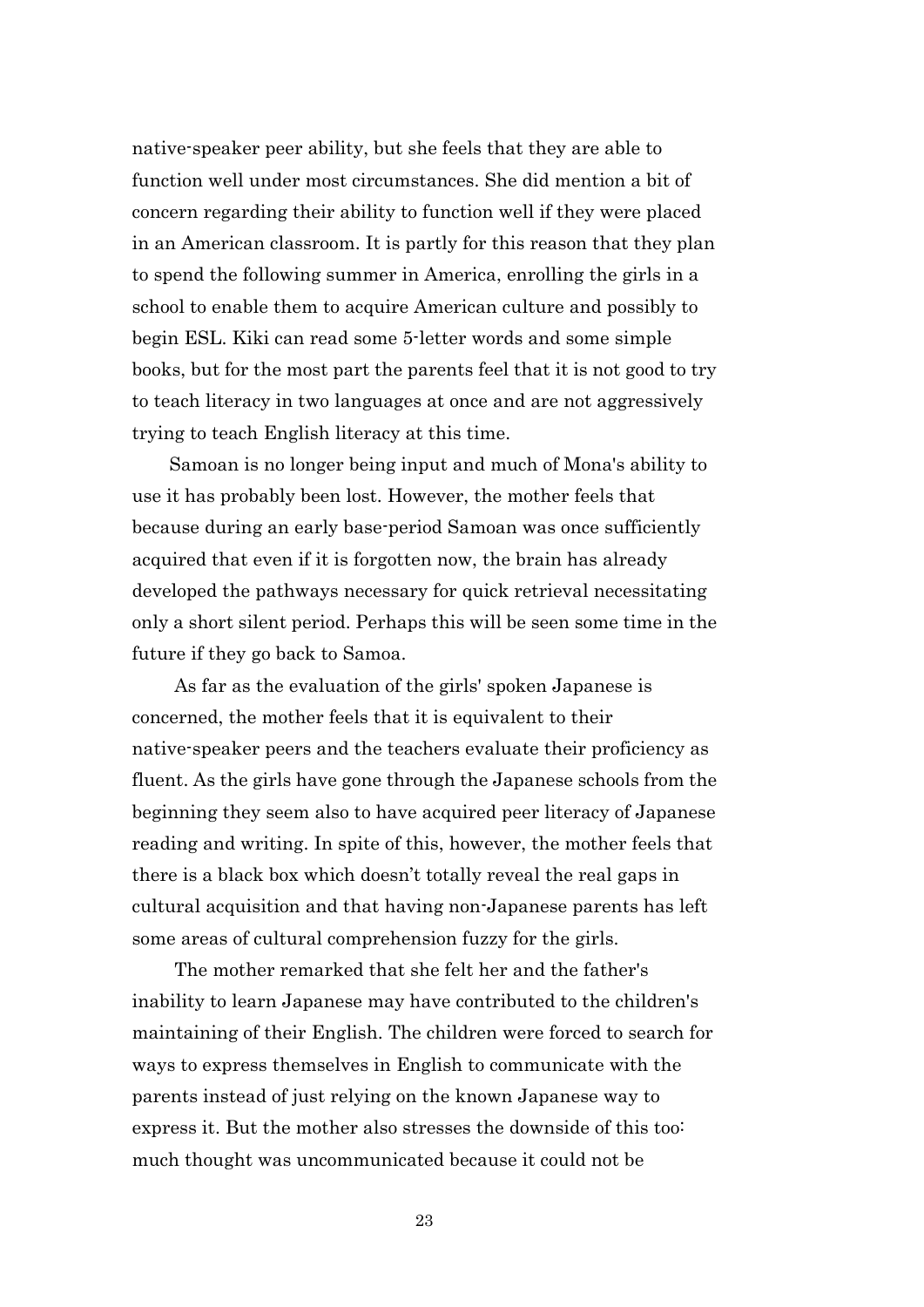native-speaker peer ability, but she feels that they are able to function well under most circumstances. She did mention a bit of concern regarding their ability to function well if they were placed in an American classroom. It is partly for this reason that they plan to spend the following summer in America, enrolling the girls in a school to enable them to acquire American culture and possibly to begin ESL. Kiki can read some 5-letter words and some simple books, but for the most part the parents feel that it is not good to try to teach literacy in two languages at once and are not aggressively trying to teach English literacy at this time.

Samoan is no longer being input and much of Mona's ability to use it has probably been lost. However, the mother feels that because during an early base-period Samoan was once sufficiently acquired that even if it is forgotten now, the brain has already developed the pathways necessary for quick retrieval necessitating only a short silent period. Perhaps this will be seen some time in the future if they go back to Samoa.

As far as the evaluation of the girls' spoken Japanese is concerned, the mother feels that it is equivalent to their native-speaker peers and the teachers evaluate their proficiency as fluent. As the girls have gone through the Japanese schools from the beginning they seem also to have acquired peer literacy of Japanese reading and writing. In spite of this, however, the mother feels that there is a black box which doesn't totally reveal the real gaps in cultural acquisition and that having non-Japanese parents has left some areas of cultural comprehension fuzzy for the girls.

The mother remarked that she felt her and the father's inability to learn Japanese may have contributed to the children's maintaining of their English. The children were forced to search for ways to express themselves in English to communicate with the parents instead of just relying on the known Japanese way to express it. But the mother also stresses the downside of this too: much thought was uncommunicated because it could not be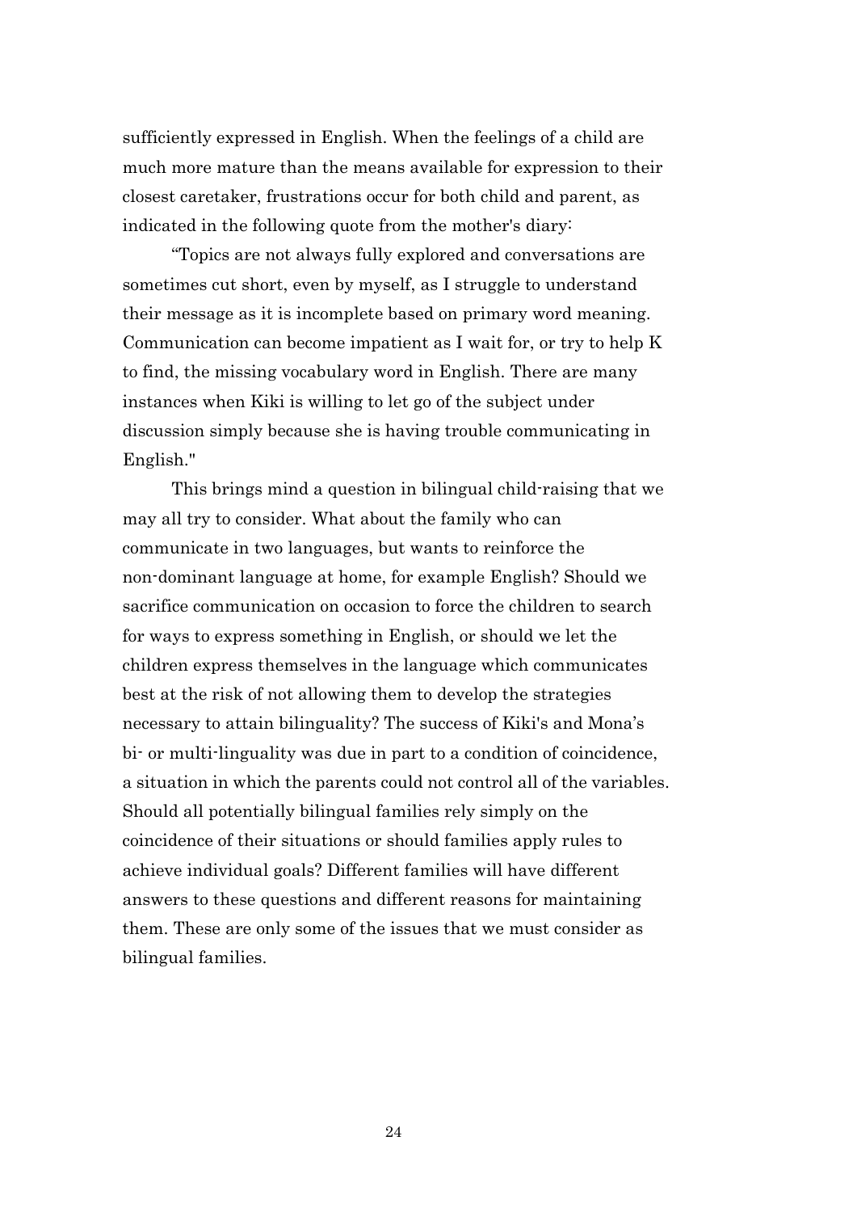sufficiently expressed in English. When the feelings of a child are much more mature than the means available for expression to their closest caretaker, frustrations occur for both child and parent, as indicated in the following quote from the mother's diary:

"Topics are not always fully explored and conversations are sometimes cut short, even by myself, as I struggle to understand their message as it is incomplete based on primary word meaning. Communication can become impatient as I wait for, or try to help K to find, the missing vocabulary word in English. There are many instances when Kiki is willing to let go of the subject under discussion simply because she is having trouble communicating in English."

This brings mind a question in bilingual child-raising that we may all try to consider. What about the family who can communicate in two languages, but wants to reinforce the non-dominant language at home, for example English? Should we sacrifice communication on occasion to force the children to search for ways to express something in English, or should we let the children express themselves in the language which communicates best at the risk of not allowing them to develop the strategies necessary to attain bilinguality? The success of Kiki's and Mona's bi- or multi-linguality was due in part to a condition of coincidence, a situation in which the parents could not control all of the variables. Should all potentially bilingual families rely simply on the coincidence of their situations or should families apply rules to achieve individual goals? Different families will have different answers to these questions and different reasons for maintaining them. These are only some of the issues that we must consider as bilingual families.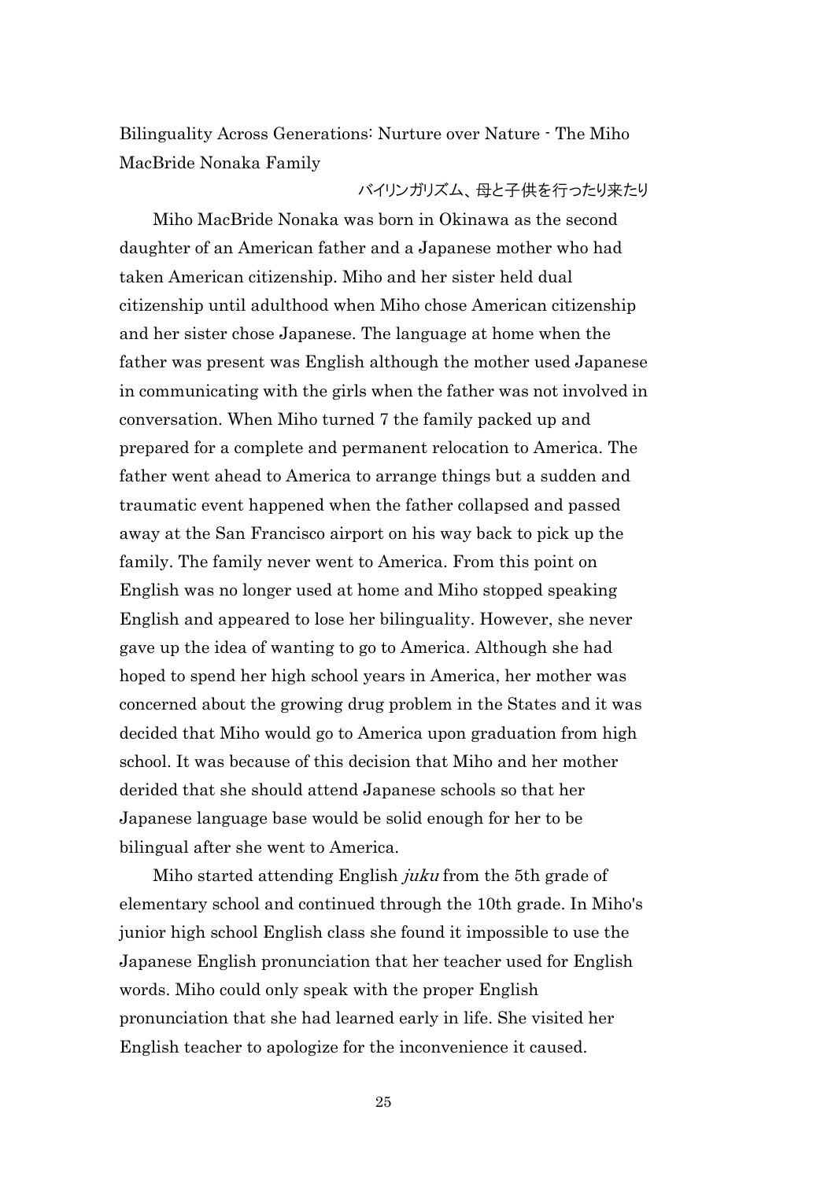## Bilinguality Across Generations: Nurture over Nature - The Miho MacBride Nonaka Family

バイリンガリズム、母と子供を行ったり来たり

Miho MacBride Nonaka was born in Okinawa as the second daughter of an American father and a Japanese mother who had taken American citizenship. Miho and her sister held dual citizenship until adulthood when Miho chose American citizenship and her sister chose Japanese. The language at home when the father was present was English although the mother used Japanese in communicating with the girls when the father was not involved in conversation. When Miho turned 7 the family packed up and prepared for a complete and permanent relocation to America. The father went ahead to America to arrange things but a sudden and traumatic event happened when the father collapsed and passed away at the San Francisco airport on his way back to pick up the family. The family never went to America. From this point on English was no longer used at home and Miho stopped speaking English and appeared to lose her bilinguality. However, she never gave up the idea of wanting to go to America. Although she had hoped to spend her high school years in America, her mother was concerned about the growing drug problem in the States and it was decided that Miho would go to America upon graduation from high school. It was because of this decision that Miho and her mother derided that she should attend Japanese schools so that her Japanese language base would be solid enough for her to be bilingual after she went to America.

Miho started attending English *juku* from the 5th grade of elementary school and continued through the 10th grade. In Miho's junior high school English class she found it impossible to use the Japanese English pronunciation that her teacher used for English words. Miho could only speak with the proper English pronunciation that she had learned early in life. She visited her English teacher to apologize for the inconvenience it caused.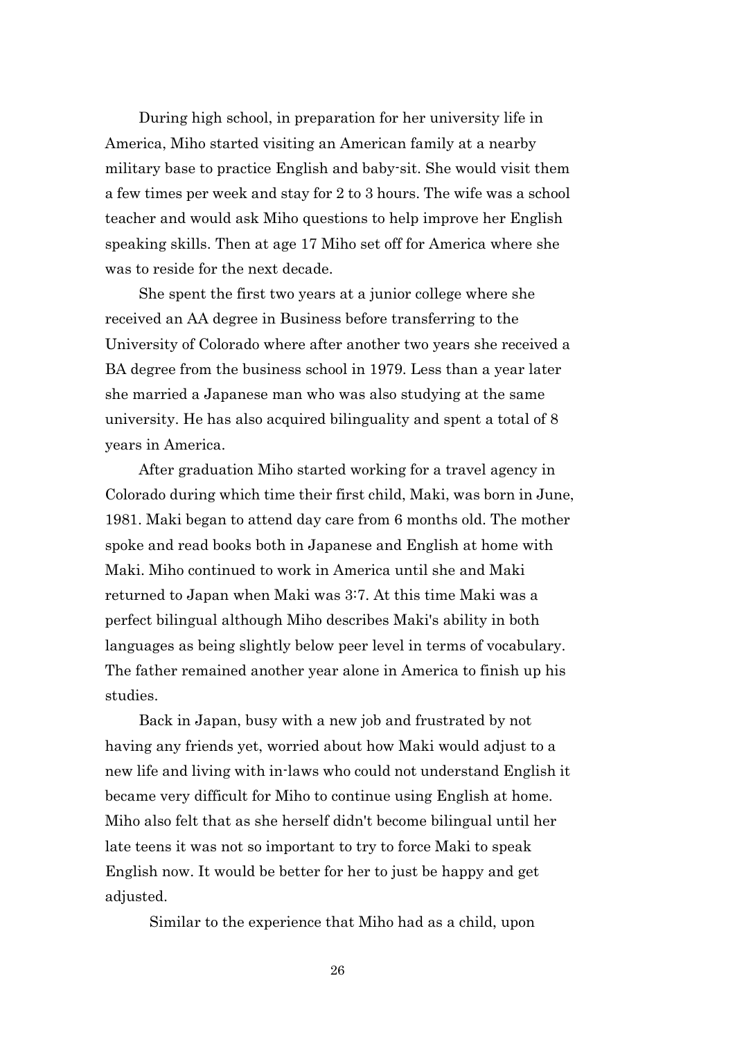During high school, in preparation for her university life in America, Miho started visiting an American family at a nearby military base to practice English and baby-sit. She would visit them a few times per week and stay for 2 to 3 hours. The wife was a school teacher and would ask Miho questions to help improve her English speaking skills. Then at age 17 Miho set off for America where she was to reside for the next decade.

She spent the first two years at a junior college where she received an AA degree in Business before transferring to the University of Colorado where after another two years she received a BA degree from the business school in 1979. Less than a year later she married a Japanese man who was also studying at the same university. He has also acquired bilinguality and spent a total of 8 years in America.

After graduation Miho started working for a travel agency in Colorado during which time their first child, Maki, was born in June, 1981. Maki began to attend day care from 6 months old. The mother spoke and read books both in Japanese and English at home with Maki. Miho continued to work in America until she and Maki returned to Japan when Maki was 3:7. At this time Maki was a perfect bilingual although Miho describes Maki's ability in both languages as being slightly below peer level in terms of vocabulary. The father remained another year alone in America to finish up his studies.

Back in Japan, busy with a new job and frustrated by not having any friends yet, worried about how Maki would adjust to a new life and living with in-laws who could not understand English it became very difficult for Miho to continue using English at home. Miho also felt that as she herself didn't become bilingual until her late teens it was not so important to try to force Maki to speak English now. It would be better for her to just be happy and get adjusted.

Similar to the experience that Miho had as a child, upon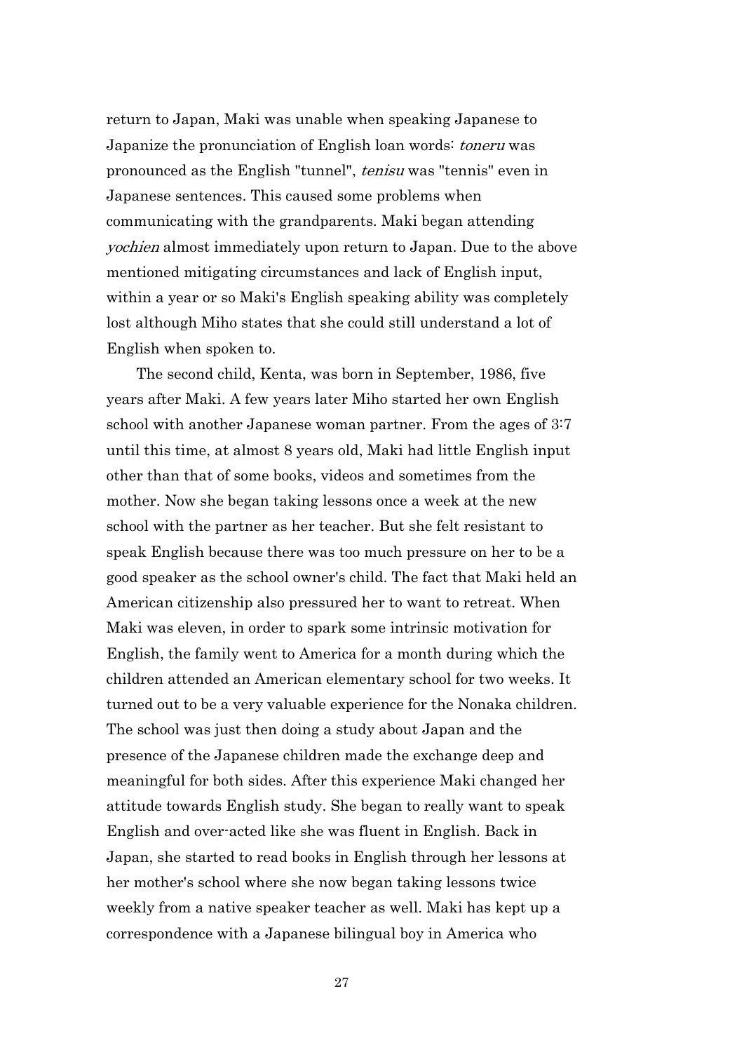return to Japan, Maki was unable when speaking Japanese to Japanize the pronunciation of English loan words: *toneru* was pronounced as the English "tunnel", *tenisu* was "tennis" even in Japanese sentences. This caused some problems when communicating with the grandparents. Maki began attending *yochien* almost immediately upon return to Japan. Due to the above mentioned mitigating circumstances and lack of English input, within a year or so Maki's English speaking ability was completely lost although Miho states that she could still understand a lot of English when spoken to.

The second child, Kenta, was born in September, 1986, five years after Maki. A few years later Miho started her own English school with another Japanese woman partner. From the ages of 3:7 until this time, at almost 8 years old, Maki had little English input other than that of some books, videos and sometimes from the mother. Now she began taking lessons once a week at the new school with the partner as her teacher. But she felt resistant to speak English because there was too much pressure on her to be a good speaker as the school owner's child. The fact that Maki held an American citizenship also pressured her to want to retreat. When Maki was eleven, in order to spark some intrinsic motivation for English, the family went to America for a month during which the children attended an American elementary school for two weeks. It turned out to be a very valuable experience for the Nonaka children. The school was just then doing a study about Japan and the presence of the Japanese children made the exchange deep and meaningful for both sides. After this experience Maki changed her attitude towards English study. She began to really want to speak English and over-acted like she was fluent in English. Back in Japan, she started to read books in English through her lessons at her mother's school where she now began taking lessons twice weekly from a native speaker teacher as well. Maki has kept up a correspondence with a Japanese bilingual boy in America who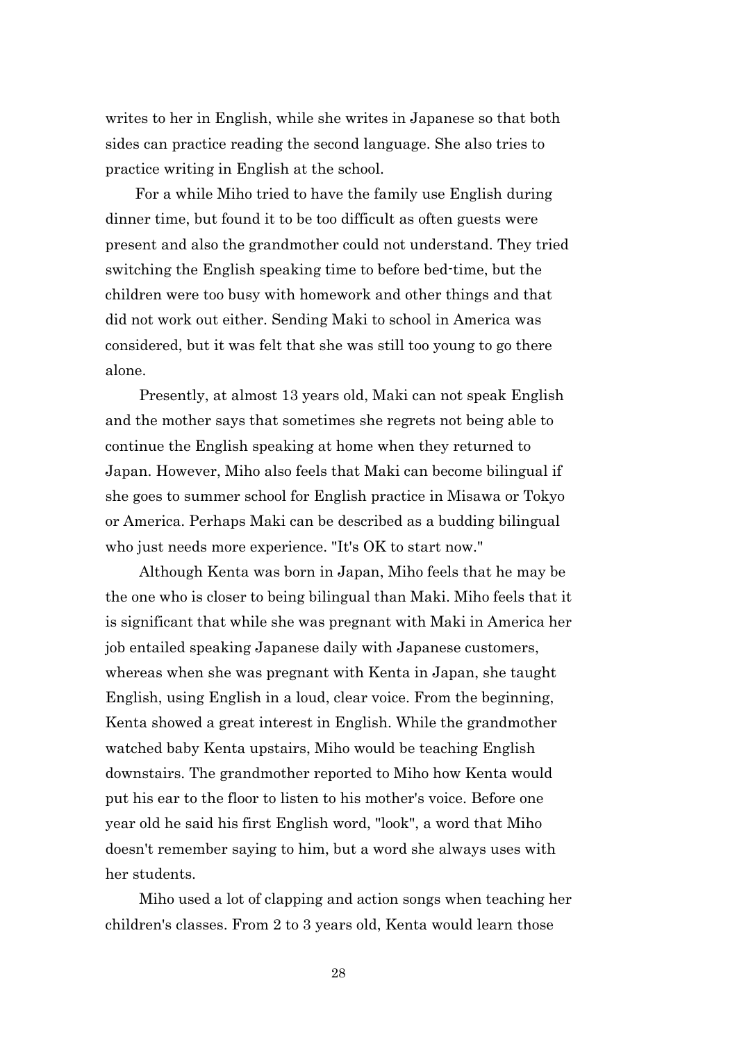writes to her in English, while she writes in Japanese so that both sides can practice reading the second language. She also tries to practice writing in English at the school.

For a while Miho tried to have the family use English during dinner time, but found it to be too difficult as often guests were present and also the grandmother could not understand. They tried switching the English speaking time to before bed-time, but the children were too busy with homework and other things and that did not work out either. Sending Maki to school in America was considered, but it was felt that she was still too young to go there alone.

Presently, at almost 13 years old, Maki can not speak English and the mother says that sometimes she regrets not being able to continue the English speaking at home when they returned to Japan. However, Miho also feels that Maki can become bilingual if she goes to summer school for English practice in Misawa or Tokyo or America. Perhaps Maki can be described as a budding bilingual who just needs more experience. "It's OK to start now."

Although Kenta was born in Japan, Miho feels that he may be the one who is closer to being bilingual than Maki. Miho feels that it is significant that while she was pregnant with Maki in America her job entailed speaking Japanese daily with Japanese customers, whereas when she was pregnant with Kenta in Japan, she taught English, using English in a loud, clear voice. From the beginning, Kenta showed a great interest in English. While the grandmother watched baby Kenta upstairs, Miho would be teaching English downstairs. The grandmother reported to Miho how Kenta would put his ear to the floor to listen to his mother's voice. Before one year old he said his first English word, "look", a word that Miho doesn't remember saying to him, but a word she always uses with her students.

Miho used a lot of clapping and action songs when teaching her children's classes. From 2 to 3 years old, Kenta would learn those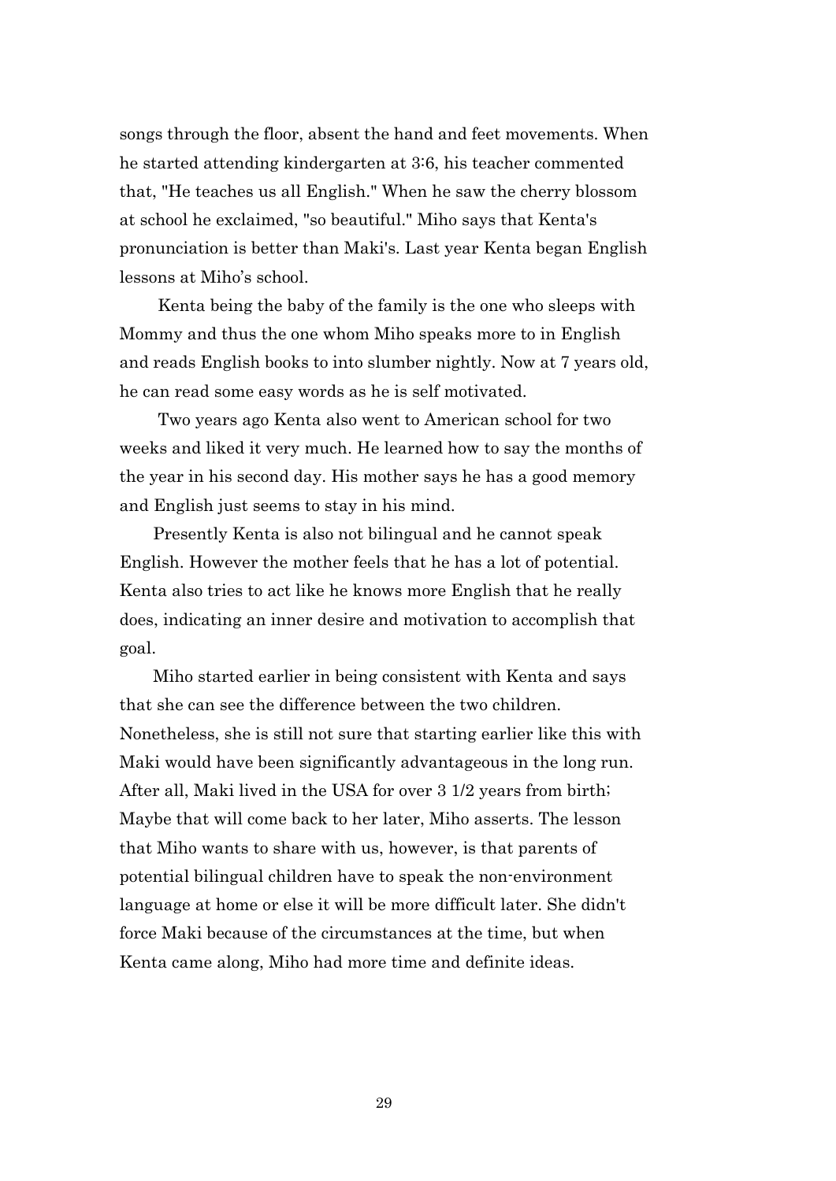songs through the floor, absent the hand and feet movements. When he started attending kindergarten at 3:6, his teacher commented that, "He teaches us all English." When he saw the cherry blossom at school he exclaimed, "so beautiful." Miho says that Kenta's pronunciation is better than Maki's. Last year Kenta began English lessons at Miho's school.

Kenta being the baby of the family is the one who sleeps with Mommy and thus the one whom Miho speaks more to in English and reads English books to into slumber nightly. Now at 7 years old, he can read some easy words as he is self motivated.

Two years ago Kenta also went to American school for two weeks and liked it very much. He learned how to say the months of the year in his second day. His mother says he has a good memory and English just seems to stay in his mind.

Presently Kenta is also not bilingual and he cannot speak English. However the mother feels that he has a lot of potential. Kenta also tries to act like he knows more English that he really does, indicating an inner desire and motivation to accomplish that goal.

Miho started earlier in being consistent with Kenta and says that she can see the difference between the two children. Nonetheless, she is still not sure that starting earlier like this with Maki would have been significantly advantageous in the long run. After all, Maki lived in the USA for over 3 1/2 years from birth; Maybe that will come back to her later, Miho asserts. The lesson that Miho wants to share with us, however, is that parents of potential bilingual children have to speak the non-environment language at home or else it will be more difficult later. She didn't force Maki because of the circumstances at the time, but when Kenta came along, Miho had more time and definite ideas.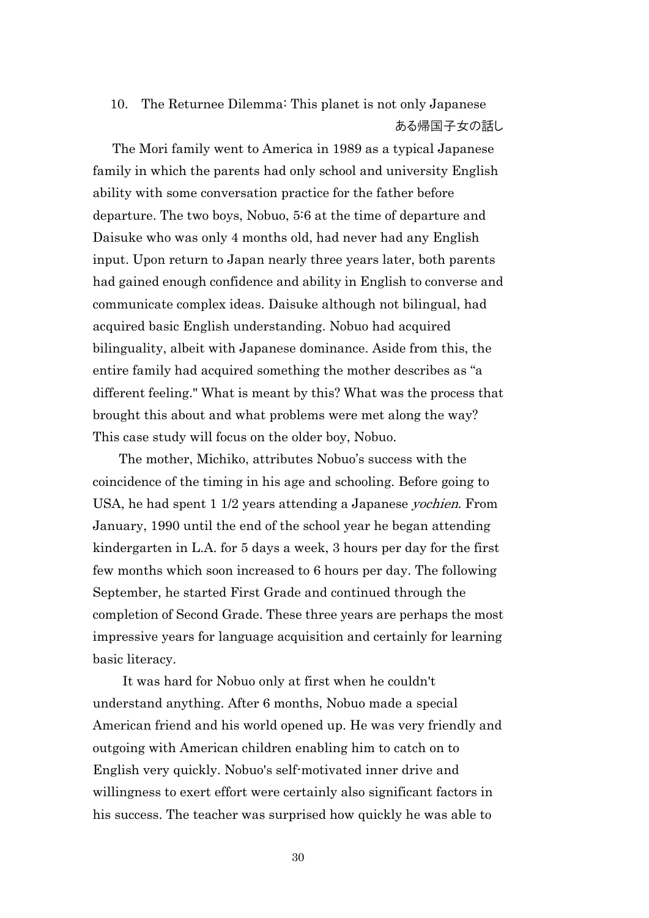## 10. The Returnee Dilemma: This planet is not only Japanese

ある帰国子女の話し

The Mori family went to America in 1989 as a typical Japanese family in which the parents had only school and university English ability with some conversation practice for the father before departure. The two boys, Nobuo, 5:6 at the time of departure and Daisuke who was only 4 months old, had never had any English input. Upon return to Japan nearly three years later, both parents had gained enough confidence and ability in English to converse and communicate complex ideas. Daisuke although not bilingual, had acquired basic English understanding. Nobuo had acquired bilinguality, albeit with Japanese dominance. Aside from this, the entire family had acquired something the mother describes as "a different feeling." What is meant by this? What was the process that brought this about and what problems were met along the way? This case study will focus on the older boy, Nobuo.

The mother, Michiko, attributes Nobuo's success with the coincidence of the timing in his age and schooling. Before going to USA, he had spent 1 1/2 years attending a Japanese *yochien*. From January, 1990 until the end of the school year he began attending kindergarten in L.A. for 5 days a week, 3 hours per day for the first few months which soon increased to 6 hours per day. The following September, he started First Grade and continued through the completion of Second Grade. These three years are perhaps the most impressive years for language acquisition and certainly for learning basic literacy.

It was hard for Nobuo only at first when he couldn't understand anything. After 6 months, Nobuo made a special American friend and his world opened up. He was very friendly and outgoing with American children enabling him to catch on to English very quickly. Nobuo's self-motivated inner drive and willingness to exert effort were certainly also significant factors in his success. The teacher was surprised how quickly he was able to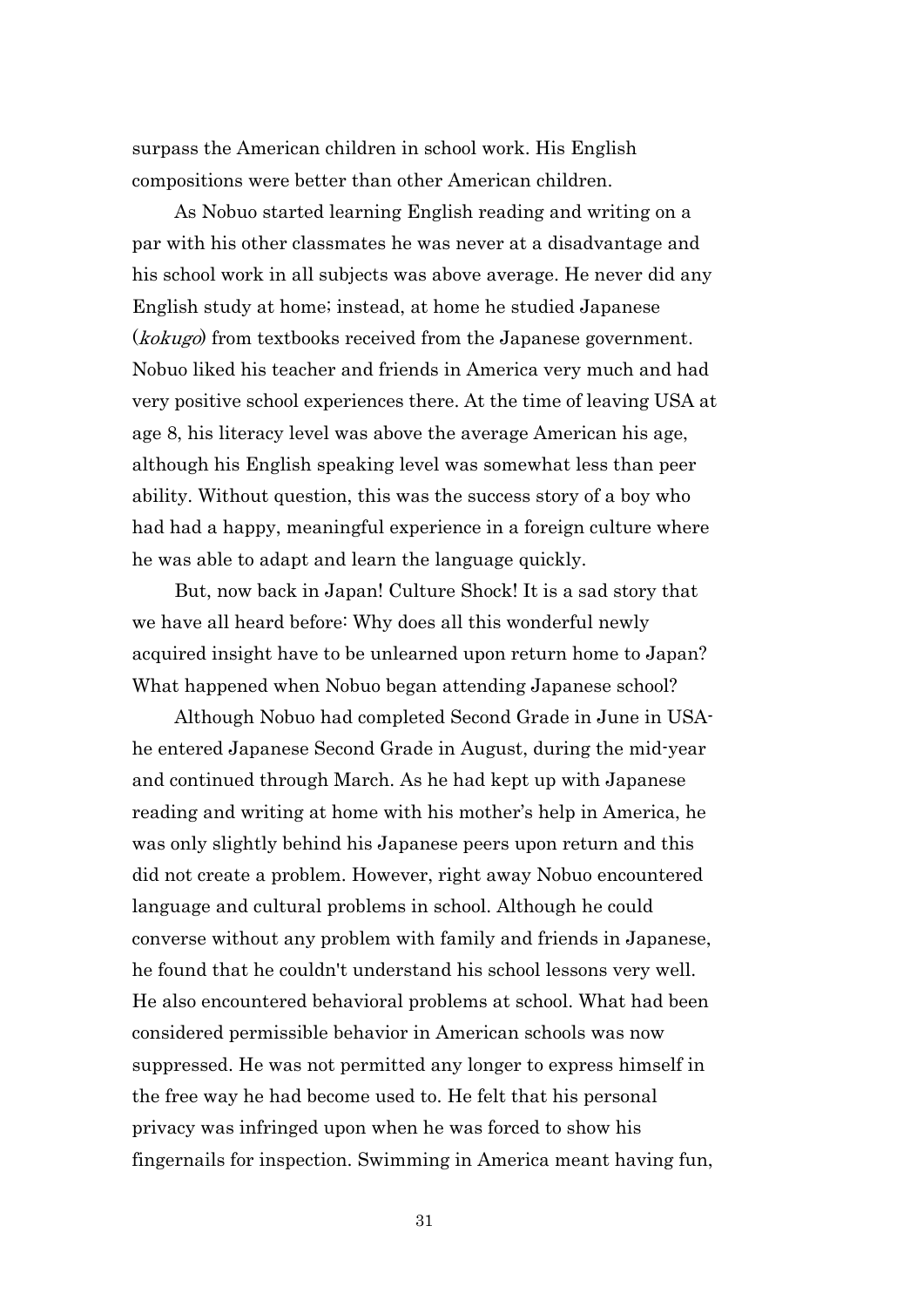surpass the American children in school work. His English compositions were better than other American children.

As Nobuo started learning English reading and writing on a par with his other classmates he was never at a disadvantage and his school work in all subjects was above average. He never did any English study at home; instead, at home he studied Japanese (*kokugo*) from textbooks received from the Japanese government. Nobuo liked his teacher and friends in America very much and had very positive school experiences there. At the time of leaving USA at age 8, his literacy level was above the average American his age, although his English speaking level was somewhat less than peer ability. Without question, this was the success story of a boy who had had a happy, meaningful experience in a foreign culture where he was able to adapt and learn the language quickly.

But, now back in Japan! Culture Shock! It is a sad story that we have all heard before: Why does all this wonderful newly acquired insight have to be unlearned upon return home to Japan? What happened when Nobuo began attending Japanese school?

Although Nobuo had completed Second Grade in June in USA- he entered Japanese Second Grade in August, during the mid-year and continued through March. As he had kept up with Japanese reading and writing at home with his mother's help in America, he was only slightly behind his Japanese peers upon return and this did not create a problem. However, right away Nobuo encountered language and cultural problems in school. Although he could converse without any problem with family and friends in Japanese, he found that he couldn't understand his school lessons very well. He also encountered behavioral problems at school. What had been considered permissible behavior in American schools was now suppressed. He was not permitted any longer to express himself in the free way he had become used to. He felt that his personal privacy was infringed upon when he was forced to show his fingernails for inspection. Swimming in America meant having fun,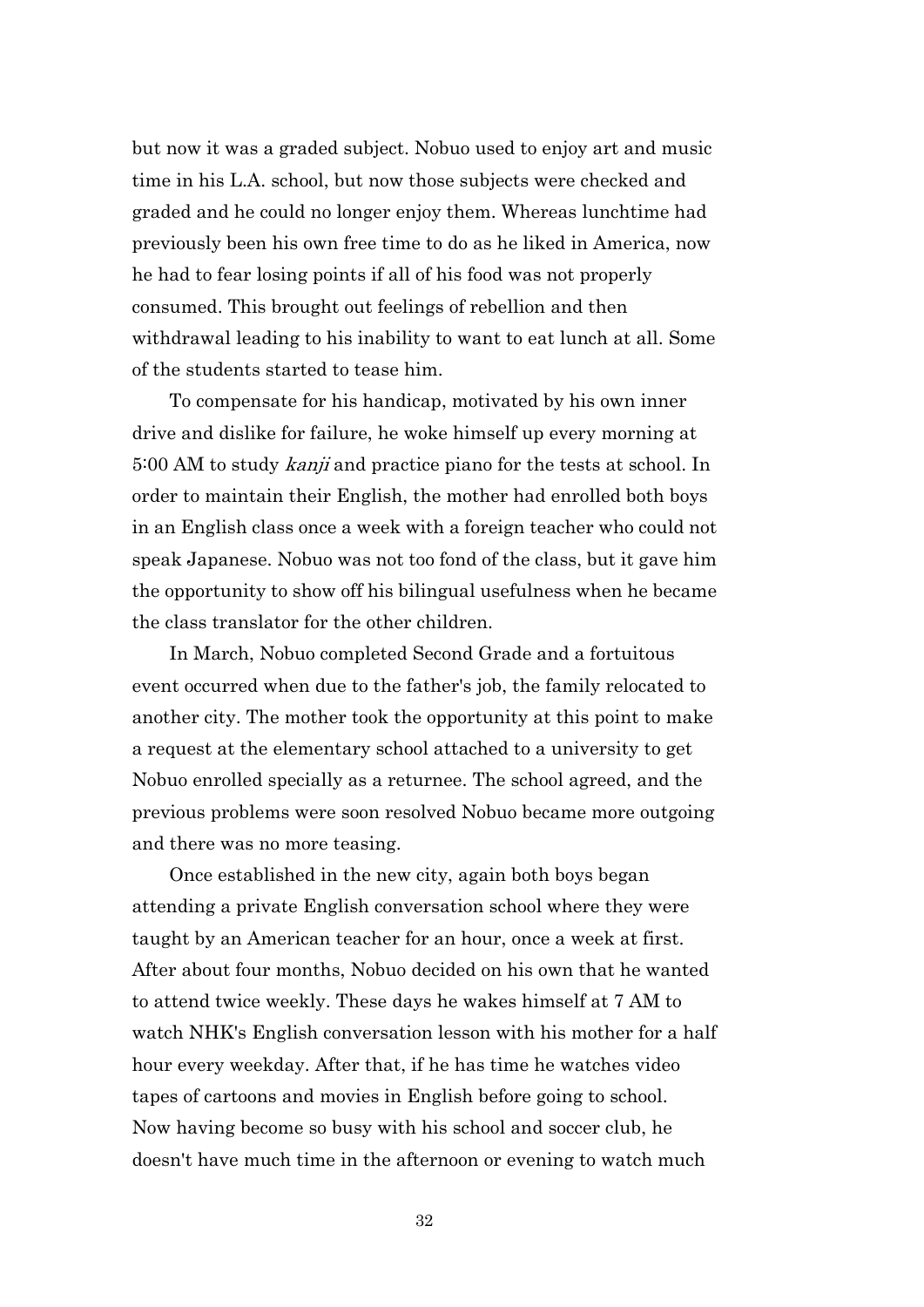but now it was a graded subject. Nobuo used to enjoy art and music time in his L.A. school, but now those subjects were checked and graded and he could no longer enjoy them. Whereas lunchtime had previously been his own free time to do as he liked in America, now he had to fear losing points if all of his food was not properly consumed. This brought out feelings of rebellion and then withdrawal leading to his inability to want to eat lunch at all. Some of the students started to tease him.

To compensate for his handicap, motivated by his own inner drive and dislike for failure, he woke himself up every morning at 5:00 AM to study *kanji* and practice piano for the tests at school. In order to maintain their English, the mother had enrolled both boys in an English class once a week with a foreign teacher who could not speak Japanese. Nobuo was not too fond of the class, but it gave him the opportunity to show off his bilingual usefulness when he became the class translator for the other children.

In March, Nobuo completed Second Grade and a fortuitous event occurred when due to the father's job, the family relocated to another city. The mother took the opportunity at this point to make a request at the elementary school attached to a university to get Nobuo enrolled specially as a returnee. The school agreed, and the previous problems were soon resolved Nobuo became more outgoing and there was no more teasing.

Once established in the new city, again both boys began attending a private English conversation school where they were taught by an American teacher for an hour, once a week at first. After about four months, Nobuo decided on his own that he wanted to attend twice weekly. These days he wakes himself at 7 AM to watch NHK's English conversation lesson with his mother for a half hour every weekday. After that, if he has time he watches video tapes of cartoons and movies in English before going to school. Now having become so busy with his school and soccer club, he doesn't have much time in the afternoon or evening to watch much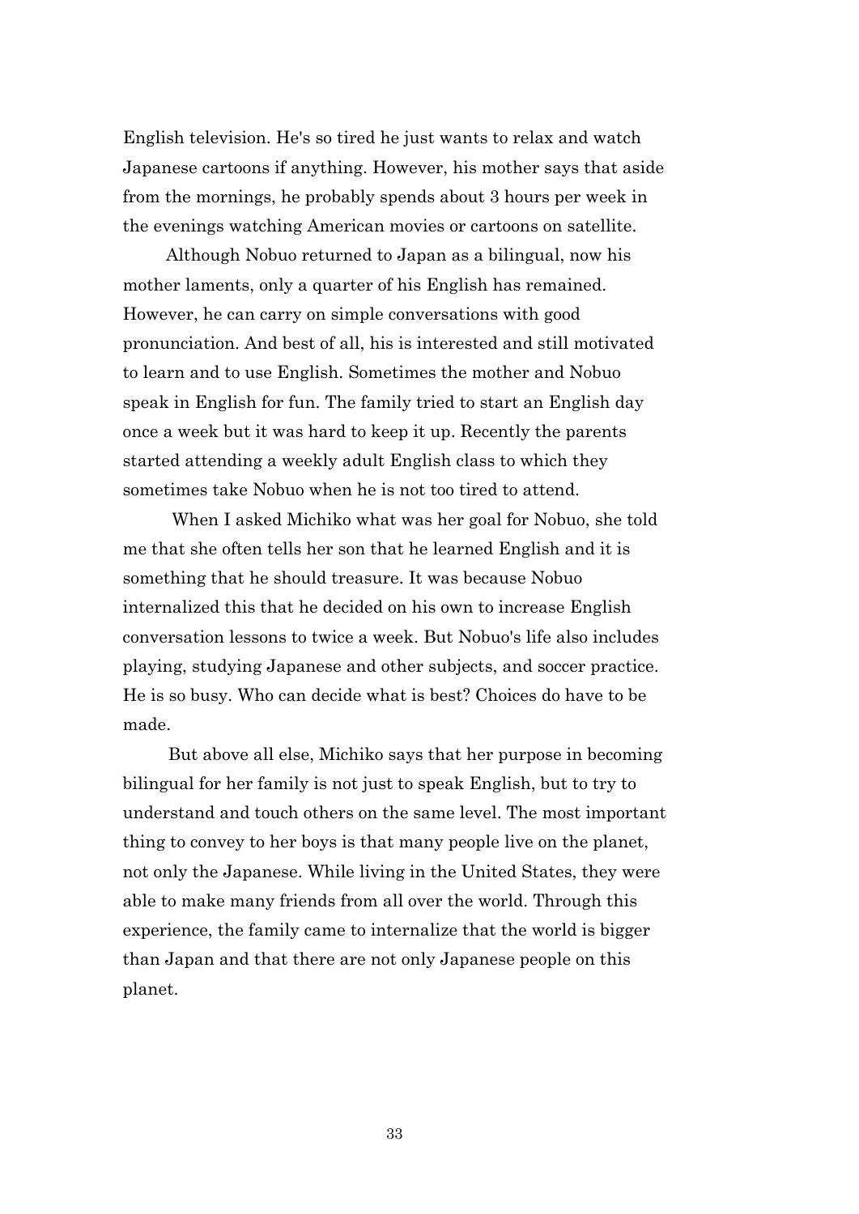English television. He's so tired he just wants to relax and watch Japanese cartoons if anything. However, his mother says that aside from the mornings, he probably spends about 3 hours per week in the evenings watching American movies or cartoons on satellite.

Although Nobuo returned to Japan as a bilingual, now his mother laments, only a quarter of his English has remained. However, he can carry on simple conversations with good pronunciation. And best of all, his is interested and still motivated to learn and to use English. Sometimes the mother and Nobuo speak in English for fun. The family tried to start an English day once a week but it was hard to keep it up. Recently the parents started attending a weekly adult English class to which they sometimes take Nobuo when he is not too tired to attend.

When I asked Michiko what was her goal for Nobuo, she told me that she often tells her son that he learned English and it is something that he should treasure. It was because Nobuo internalized this that he decided on his own to increase English conversation lessons to twice a week. But Nobuo's life also includes playing, studying Japanese and other subjects, and soccer practice. He is so busy. Who can decide what is best? Choices do have to be made.

But above all else, Michiko says that her purpose in becoming bilingual for her family is not just to speak English, but to try to understand and touch others on the same level. The most important thing to convey to her boys is that many people live on the planet, not only the Japanese. While living in the United States, they were able to make many friends from all over the world. Through this experience, the family came to internalize that the world is bigger than Japan and that there are not only Japanese people on this planet.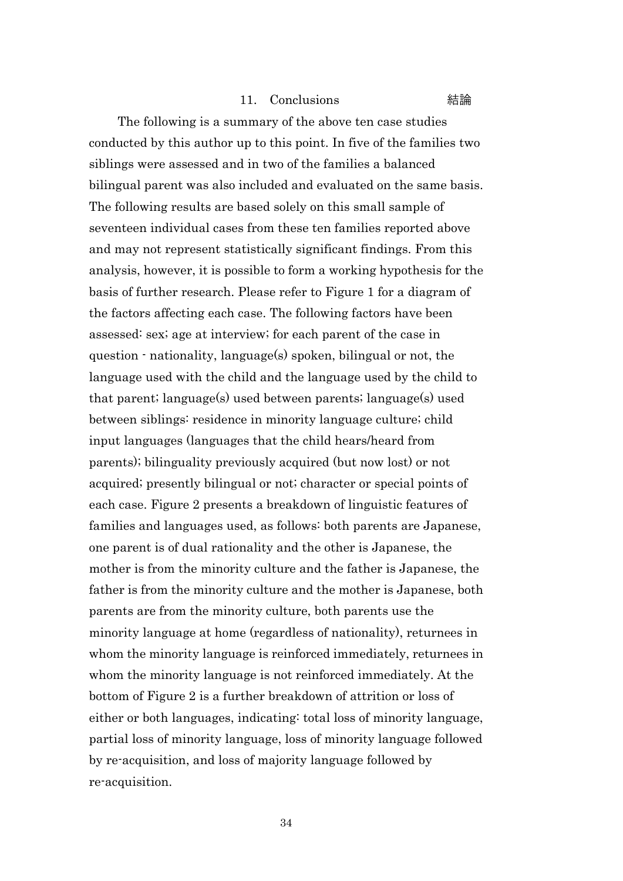## 11. Conclusions 結論

The following is a summary of the above ten case studies conducted by this author up to this point. In five of the families two siblings were assessed and in two of the families a balanced bilingual parent was also included and evaluated on the same basis. The following results are based solely on this small sample of seventeen individual cases from these ten families reported above and may not represent statistically significant findings. From this analysis, however, it is possible to form a working hypothesis for the basis of further research. Please refer to Figure 1 for a diagram of the factors affecting each case. The following factors have been assessed: sex; age at interview; for each parent of the case in question - nationality, language(s) spoken, bilingual or not, the language used with the child and the language used by the child to that parent; language(s) used between parents; language(s) used between siblings: residence in minority language culture; child input languages (languages that the child hears/heard from parents); bilinguality previously acquired (but now lost) or not acquired; presently bilingual or not; character or special points of each case. Figure 2 presents a breakdown of linguistic features of families and languages used, as follows: both parents are Japanese, one parent is of dual rationality and the other is Japanese, the mother is from the minority culture and the father is Japanese, the father is from the minority culture and the mother is Japanese, both parents are from the minority culture, both parents use the minority language at home (regardless of nationality), returnees in whom the minority language is reinforced immediately, returnees in whom the minority language is not reinforced immediately. At the bottom of Figure 2 is a further breakdown of attrition or loss of either or both languages, indicating: total loss of minority language, partial loss of minority language, loss of minority language followed by re-acquisition, and loss of majority language followed by re-acquisition.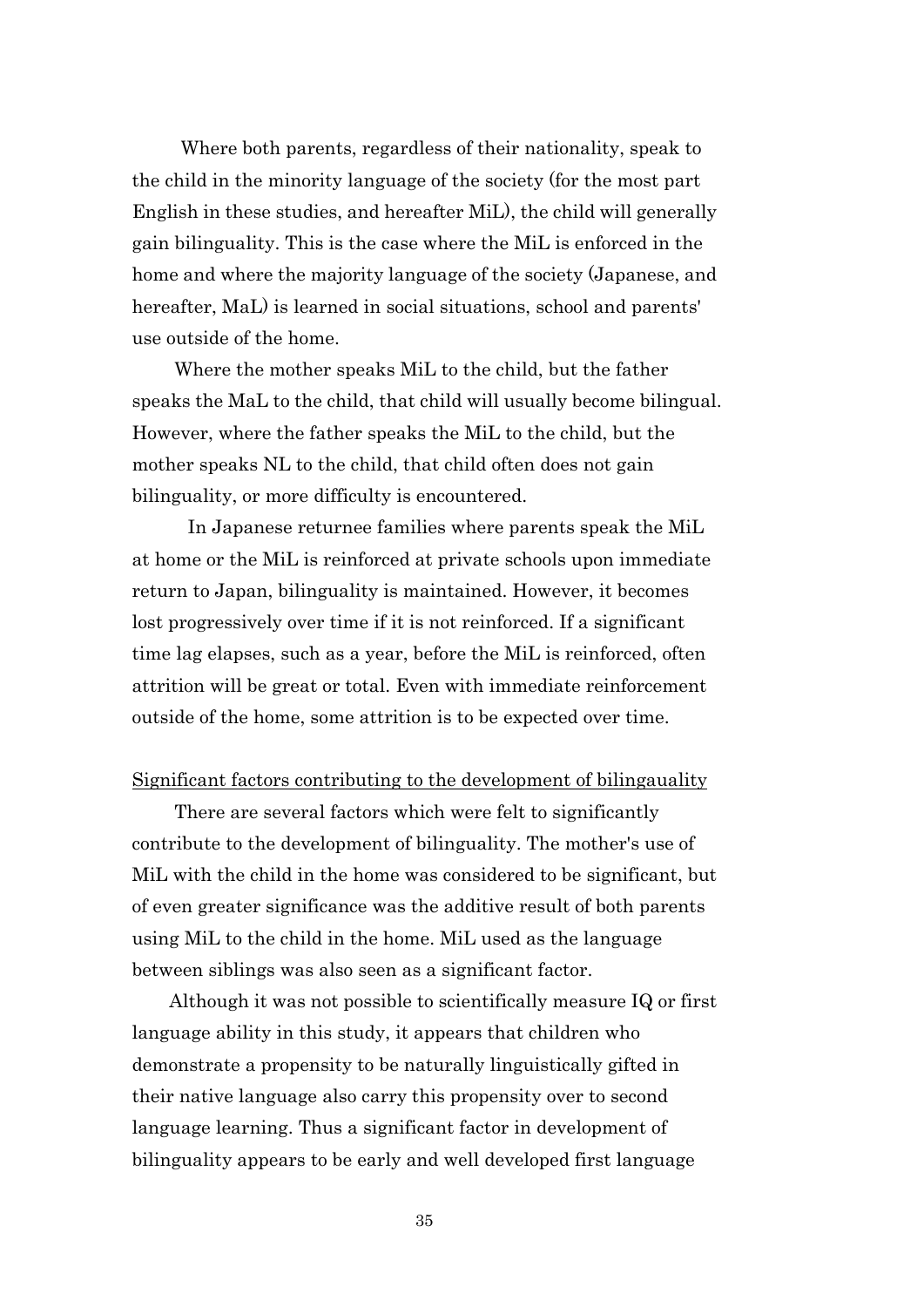Where both parents, regardless of their nationality, speak to the child in the minority language of the society (for the most part English in these studies, and hereafter MiL), the child will generally gain bilinguality. This is the case where the MiL is enforced in the home and where the majority language of the society (Japanese, and hereafter, MaL) is learned in social situations, school and parents' use outside of the home.

Where the mother speaks MiL to the child, but the father speaks the MaL to the child, that child will usually become bilingual. However, where the father speaks the MiL to the child, but the mother speaks NL to the child, that child often does not gain bilinguality, or more difficulty is encountered.

In Japanese returnee families where parents speak the MiL at home or the MiL is reinforced at private schools upon immediate return to Japan, bilinguality is maintained. However, it becomes lost progressively over time if it is not reinforced. If a significant time lag elapses, such as a year, before the MiL is reinforced, often attrition will be great or total. Even with immediate reinforcement outside of the home, some attrition is to be expected over time.

<u>Significant factors contributing to the development of bilingauality</u>

There are several factors which were felt to significantly contribute to the development of bilinguality. The mother's use of MiL with the child in the home was considered to be significant, but of even greater significance was the additive result of both parents using MiL to the child in the home. MiL used as the language between siblings was also seen as a significant factor.

Although it was not possible to scientifically measure IQ or first language ability in this study, it appears that children who demonstrate a propensity to be naturally linguistically gifted in their native language also carry this propensity over to second language learning. Thus a significant factor in development of bilinguality appears to be early and well developed first language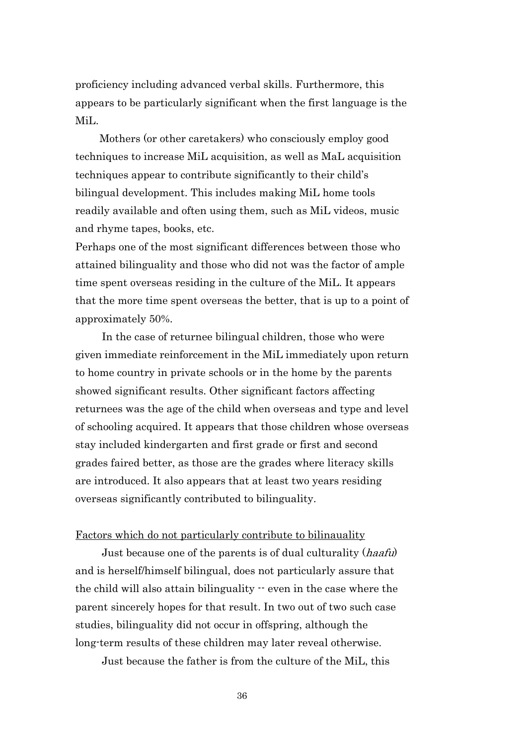proficiency including advanced verbal skills. Furthermore, this appears to be particularly significant when the first language is the MiL.

Mothers (or other caretakers) who consciously employ good techniques to increase MiL acquisition, as well as MaL acquisition techniques appear to contribute significantly to their child's bilingual development. This includes making MiL home tools readily available and often using them, such as MiL videos, music and rhyme tapes, books, etc.

Perhaps one of the most significant differences between those who attained bilinguality and those who did not was the factor of ample time spent overseas residing in the culture of the MiL. It appears that the more time spent overseas the better, that is up to a point of approximately 50%.

In the case of returnee bilingual children, those who were given immediate reinforcement in the MiL immediately upon return to home country in private schools or in the home by the parents showed significant results. Other significant factors affecting returnees was the age of the child when overseas and type and level of schooling acquired. It appears that those children whose overseas stay included kindergarten and first grade or first and second grades faired better, as those are the grades where literacy skills are introduced. It also appears that at least two years residing overseas significantly contributed to bilinguality.

<u>Factors which do not particularly contribute to bilinauality</u>

Just because one of the parents is of dual culturality (*haafu*) and is herself/himself bilingual, does not particularly assure that the child will also attain bilinguality -- even in the case where the parent sincerely hopes for that result. In two out of two such case studies, bilinguality did not occur in offspring, although the long-term results of these children may later reveal otherwise.

Just because the father is from the culture of the MiL, this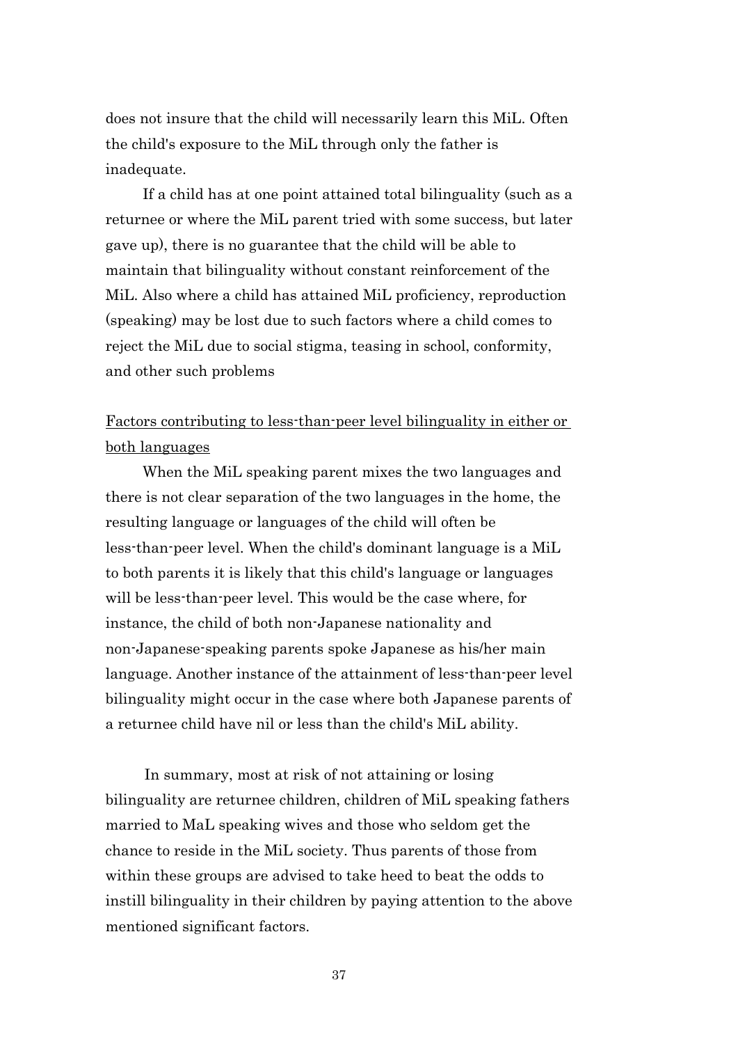does not insure that the child will necessarily learn this MiL. Often the child's exposure to the MiL through only the father is inadequate.

If a child has at one point attained total bilinguality (such as a returnee or where the MiL parent tried with some success, but later gave up), there is no guarantee that the child will be able to maintain that bilinguality without constant reinforcement of the MiL. Also where a child has attained MiL proficiency, reproduction (speaking) may be lost due to such factors where a child comes to reject the MiL due to social stigma, teasing in school, conformity, and other such problems

<u>Factors contributing to less-than-peer level bilinguality in either or both languages</u>

When the MiL speaking parent mixes the two languages and there is not clear separation of the two languages in the home, the resulting language or languages of the child will often be less-than-peer level. When the child's dominant language is a MiL to both parents it is likely that this child's language or languages will be less-than-peer level. This would be the case where, for instance, the child of both non-Japanese nationality and non-Japanese-speaking parents spoke Japanese as his/her main language. Another instance of the attainment of less-than-peer level bilinguality might occur in the case where both Japanese parents of a returnee child have nil or less than the child's MiL ability.

In summary, most at risk of not attaining or losing bilinguality are returnee children, children of MiL speaking fathers married to MaL speaking wives and those who seldom get the chance to reside in the MiL society. Thus parents of those from within these groups are advised to take heed to beat the odds to instill bilinguality in their children by paying attention to the above mentioned significant factors.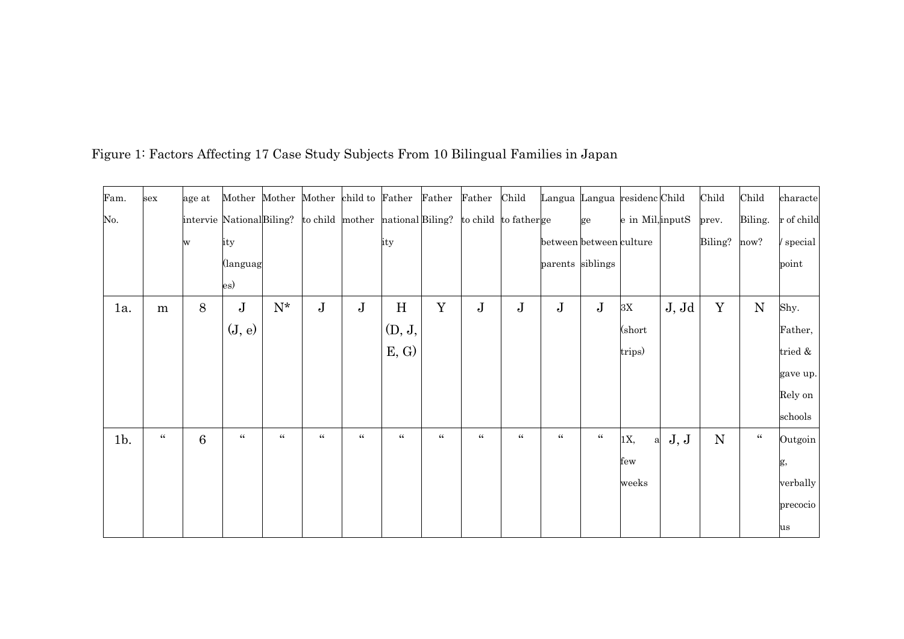Figure 1: Factors Affecting 17 Case Study Subjects From 10 Bilingual Families in Japan

| Fam. No. | sex | age at interview | Mother Nationality (languages) | Mother Biling? | Mother to child | child to mother | Father nationality | Father Biling? | Father to child | Child to father | Language between parents | Language between siblings | residence in Mil, culture | Child inputS | Child prev. Biling? | Child Biling. now? | character of child / special point |
|---|---|---|---|---|---|---|---|---|---|---|---|---|---|---|---|---|---|
| 1a. | m | 8 | J (J, e) | N* | J | J | H (D, J, E, G) | Y | J | J | J | J | 3X (short trips) | J, Jd | Y | N | Shy. Father, tried & gave up. Rely on schools |
| 1b. | “ | 6 | “ | “ | “ | “ | “ | “ | “ | “ | “ | “ | 1X, a few weeks | J, J | N | “ | Outgoing, verbally precocious |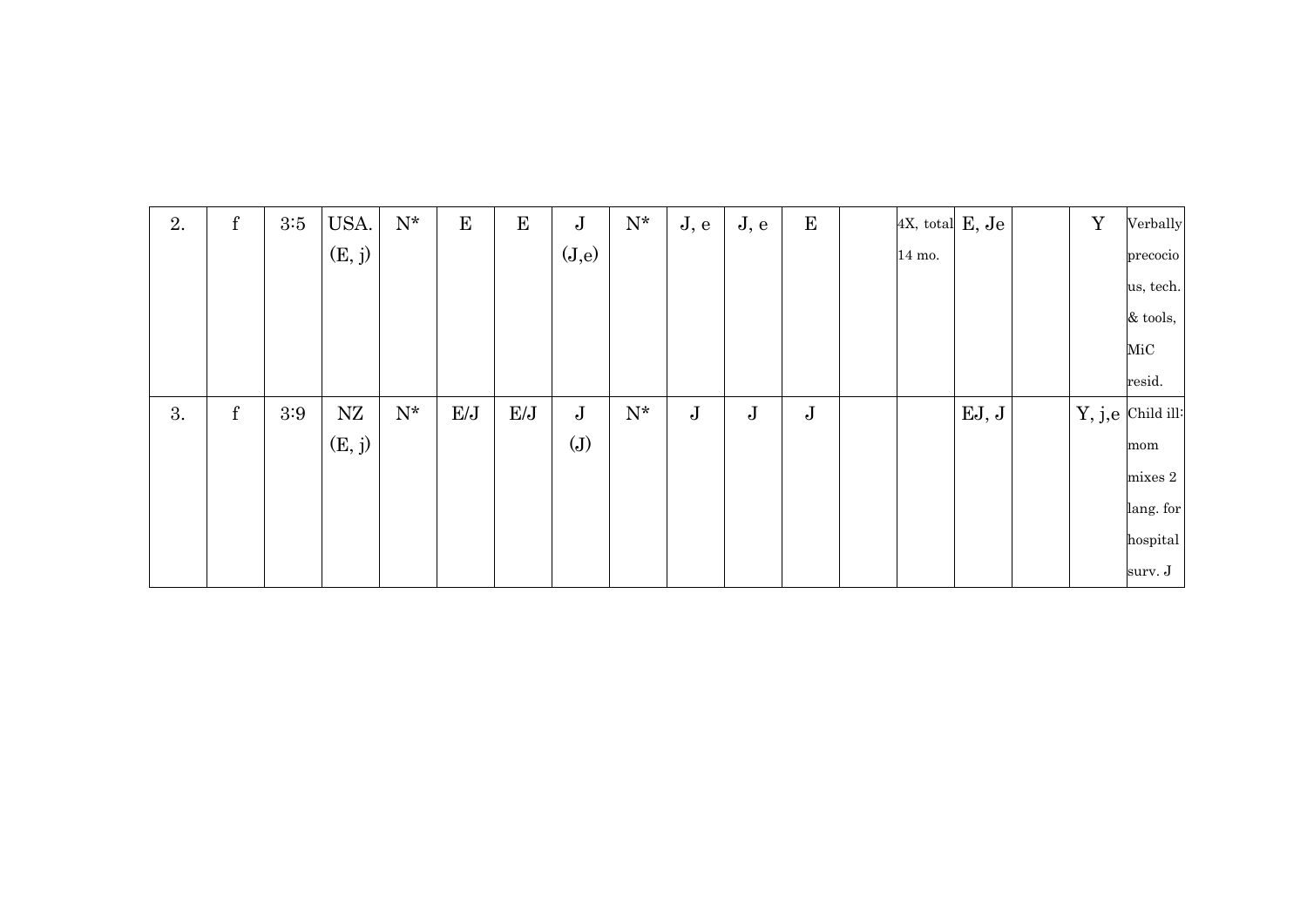| | | | | | | | | | | | | | | | | | |
|---|---|---|---|---|---|---|---|---|---|---|---|---|---|---|---|---|---|
| 2. | f | 3:5 | USA. (E, j) | N* | E | E | J (J,e) | N* | J, e | J, e | E | | 4X, total 14 mo. | E, Je | | Y | Verbally precocious, tech. & tools, MiC resid. |
| 3. | f | 3:9 | NZ (E, j) | N* | E/J | E/J | J (J) | N* | J | J | J | | | EJ, J | | Y, j,e | Child ill: mom mixes 2 lang. for hospital surv. J |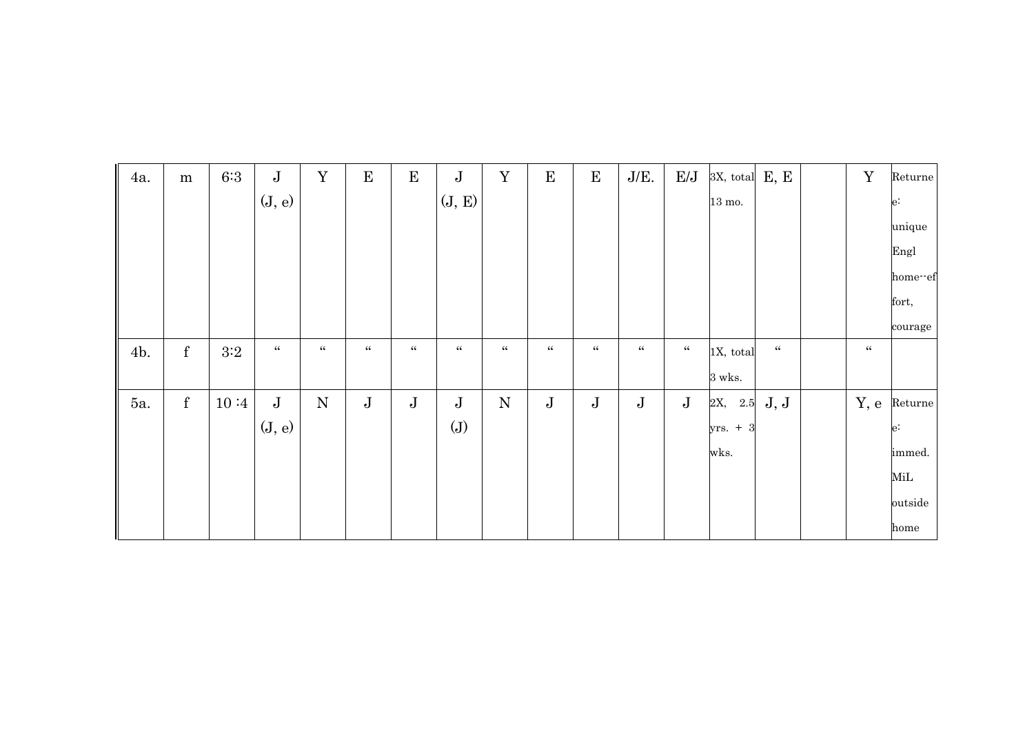| | | | | | | | | | | | | | | | | | |
|---|---|---|---|---|---|---|---|---|---|---|---|---|---|---|---|---|---|
| 4a. | m | 6:3 | J (J, e) | Y | E | E | J (J, E) | Y | E | E | J/E. | E/J | 3X, total 13 mo. | E, E | | Y | Returnee: unique Engl home--effort, courage |
| 4b. | f | 3:2 | “ | “ | “ | “ | “ | “ | “ | “ | “ | “ | 1X, total 3 wks. | “ | | “ | |
| 5a. | f | 10 :4 | J (J, e) | N | J | J | J (J) | N | J | J | J | J | 2X, 2.5 yrs. + 3 wks. | J, J | | Y, e | Returnee: immed. MiL outside home |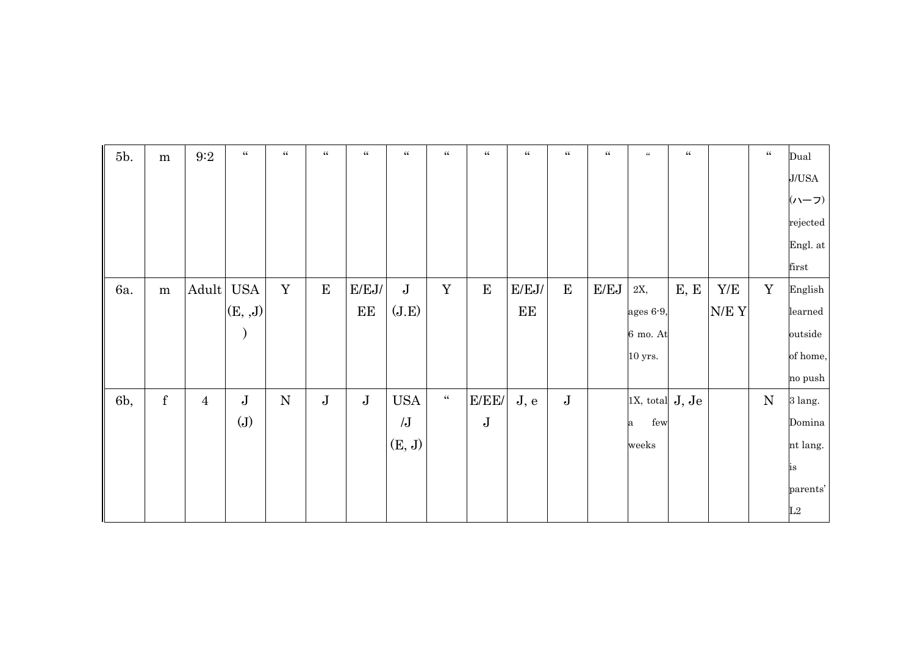| | | | | | | | | | | | | | | | | | |
|---|---|---|---|---|---|---|---|---|---|---|---|---|---|---|---|---|---|
| 5b. | m | 9:2 | " | " | " | " | " | " | " | " | " | " | " | " | | " | Dual J/USA (ハーフ) rejected Engl. at first |
| 6a. | m | Adult | USA (E, ,J) ) | Y | E | E/EJ/ EE | J (J.E) | Y | E | E/EJ/ EE | E | E/EJ | 2X, ages 6-9, 6 mo. At 10 yrs. | E, E | Y/E N/E Y | Y | English learned outside of home, no push |
| 6b, | f | 4 | J (J) | N | J | J | USA /J (E, J) | " | E/EE/ J | J, e | J | | 1X, total a few weeks | J, Je | | N | 3 lang. Dominant lang. is parents' L2 |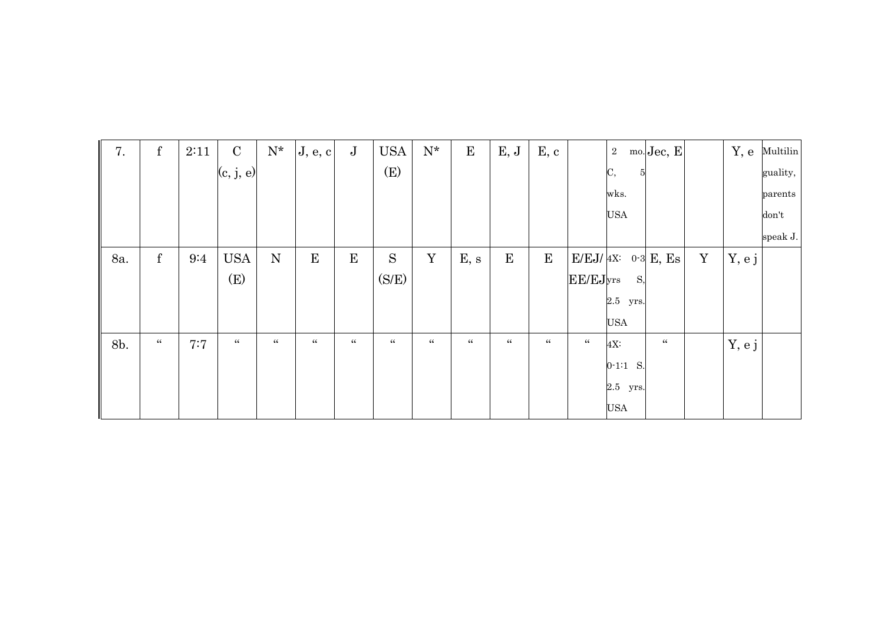| | | | | | | | | | | | | | | | | | |
|---|---|---|---|---|---|---|---|---|---|---|---|---|---|---|---|---|---|
| 7. | f | 2:11 | C (c, j, e) | N* | J, e, c | J | USA (E) | N* | E | E, J | E, c | | 2 mo. C, 5 wks. USA | Jec, E | | Y, e | Multilinguality, parents don't speak J. |
| 8a. | f | 9:4 | USA (E) | N | E | E | S (S/E) | Y | E, s | E | E | E/EJ/ EE/EJ | 4X: 0-3 yrs S, 2.5 yrs. USA | E, Es | Y | Y, e j | |
| 8b. | " | 7:7 | " | " | " | " | " | " | " | " | " | " | 4X: 0-1:1 S. 2.5 yrs. USA | " | | Y, e j | |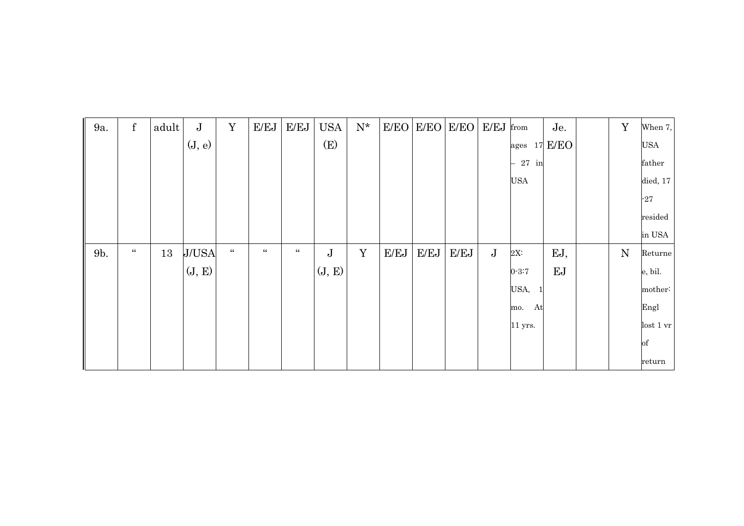| 9a. | f | adult | J (J, e) | Y | E/EJ | E/EJ | USA (E) | N* | E/EO | E/EO | E/EO | E/EJ | from ages 17 – 27 in USA | Je. E/EO | | Y | When 7, USA father died, 17 -27 resided in USA |
|---|---|---|---|---|---|---|---|---|---|---|---|---|---|---|---|---|---|
| 9b. | “ | 13 | J/USA (J, E) | “ | “ | “ | J (J, E) | Y | E/EJ | E/EJ | E/EJ | J | 2X: 0-3:7 USA, 1 mo. At 11 yrs. | EJ, EJ | | N | Returnee, bil. mother: Engl lost 1 yr of return |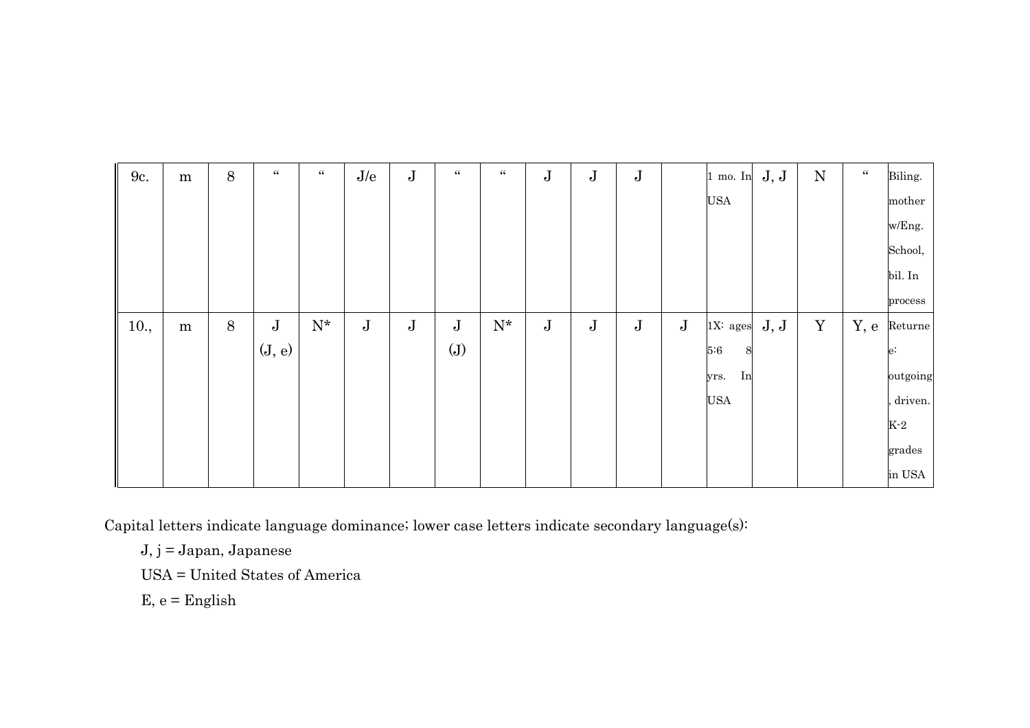| | | | | | | | | | | | | | | | | | |
|---|---|---|---|---|---|---|---|---|---|---|---|---|---|---|---|---|---|
| 9c. | m | 8 | " | " | J/e | J | " | " | J | J | J | | 1 mo. In USA | J, J | N | " | Biling. mother w/Eng. School, bil. In process |
| 10., | m | 8 | J (J, e) | N* | J | J | J (J) | N* | J | J | J | J | 1X: ages 5:6 8 yrs. In USA | J, J | Y | Y, e | Returnee: outgoing, driven. K-2 grades in USA |

Capital letters indicate language dominance; lower case letters indicate secondary language(s):

J, j = Japan, Japanese

USA = United States of America

E, e = English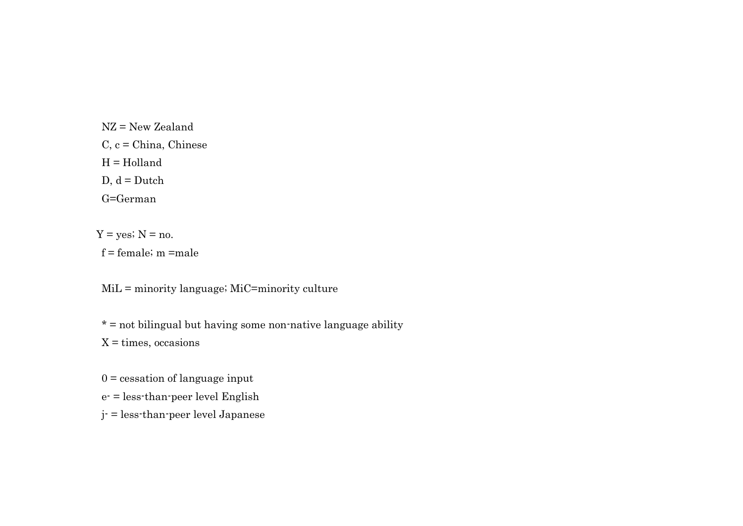NZ = New Zealand

C, c = China, Chinese

H = Holland

D, d = Dutch

G=German

Y = yes; N = no.

f = female; m =male

MiL = minority language; MiC=minority culture

* = not bilingual but having some non-native language ability

X = times, occasions

0 = cessation of language input

e- = less-than-peer level English

j- = less-than-peer level Japanese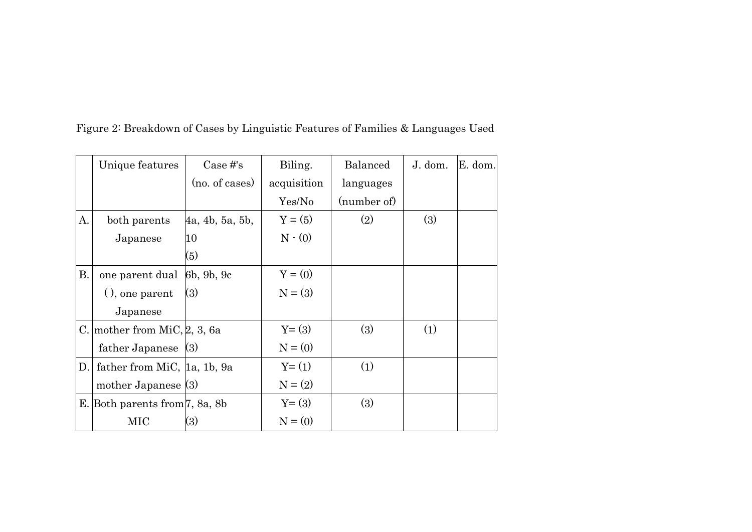Figure 2: Breakdown of Cases by Linguistic Features of Families & Languages Used

| | Unique features | Case #'s (no. of cases) | Biling. acquisition Yes/No | Balanced languages (number of) | J. dom. | E. dom. |
|---|---|---|---|---|---|---|
| A. | both parents Japanese | 4a, 4b, 5a, 5b, 10 (5) | Y = (5) N - (0) | (2) | (3) | |
| B. | one parent dual ( ), one parent Japanese | 6b, 9b, 9c (3) | Y = (0) N = (3) | | | |
| C. | mother from MiC, father Japanese | 2, 3, 6a (3) | Y= (3) N = (0) | (3) | (1) | |
| D. | father from MiC, mother Japanese | 1a, 1b, 9a (3) | Y= (1) N = (2) | (1) | | |
| E. | Both parents from MIC | 7, 8a, 8b (3) | Y= (3) N = (0) | (3) | | |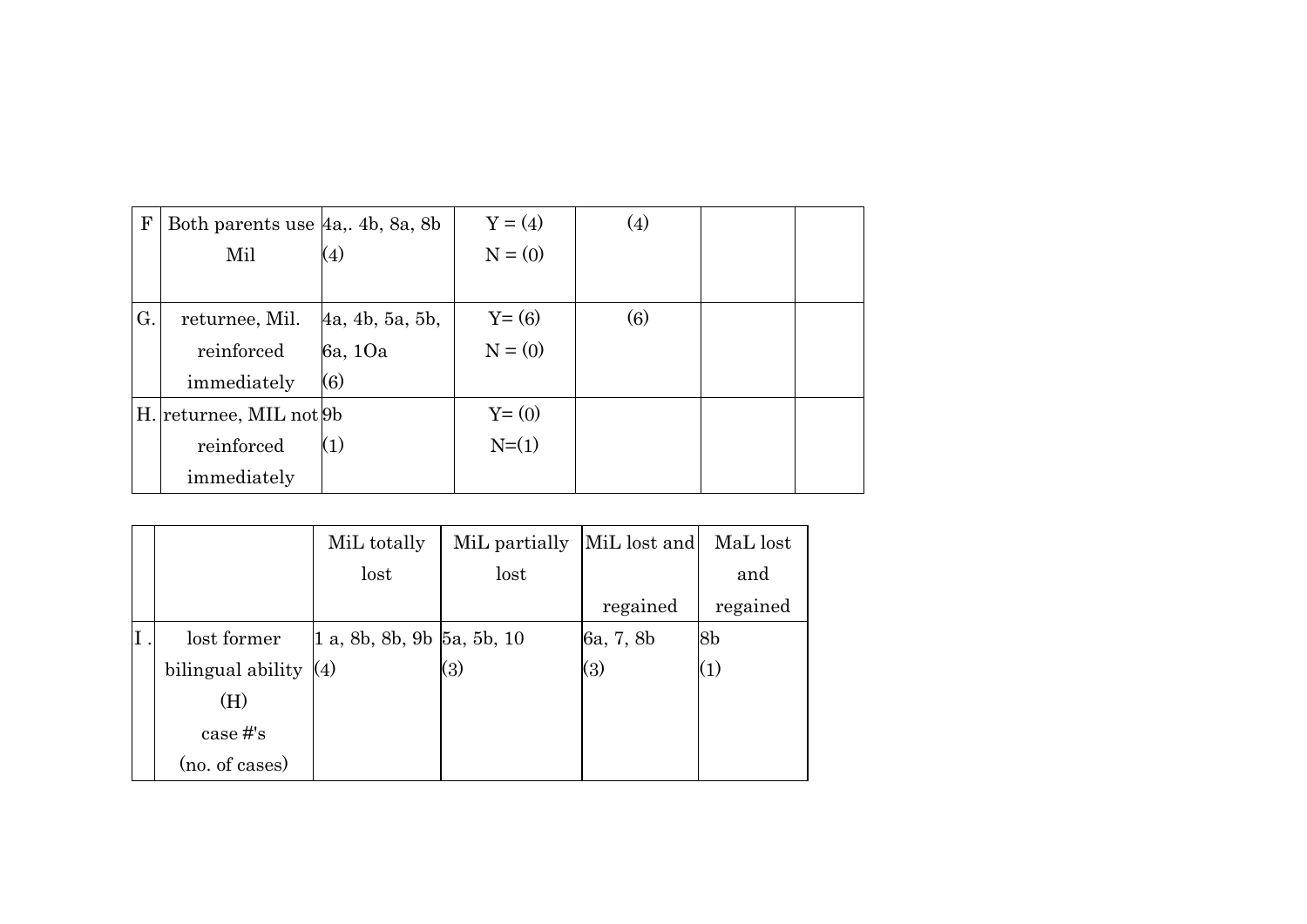| | | | | | | |
|---|---|---|---|---|---|---|
| F | Both parents use Mil | 4a,. 4b, 8a, 8b (4) | Y = (4) N = (0) | (4) | | |
| G. | returnee, Mil. reinforced immediately | 4a, 4b, 5a, 5b, 6a, 1Oa (6) | Y= (6) N = (0) | (6) | | |
| H. | returnee, MIL not reinforced immediately | 9b (1) | Y= (0) N=(1) | | | |

| | | MiL totally lost | MiL partially lost | MiL lost and regained | MaL lost and regained |
|---|---|---|---|---|---|
| I . | lost former bilingual ability (H) case #'s (no. of cases) | 1 a, 8b, 8b, 9b (4) | 5a, 5b, 10 (3) | 6a, 7, 8b (3) | 8b (1) |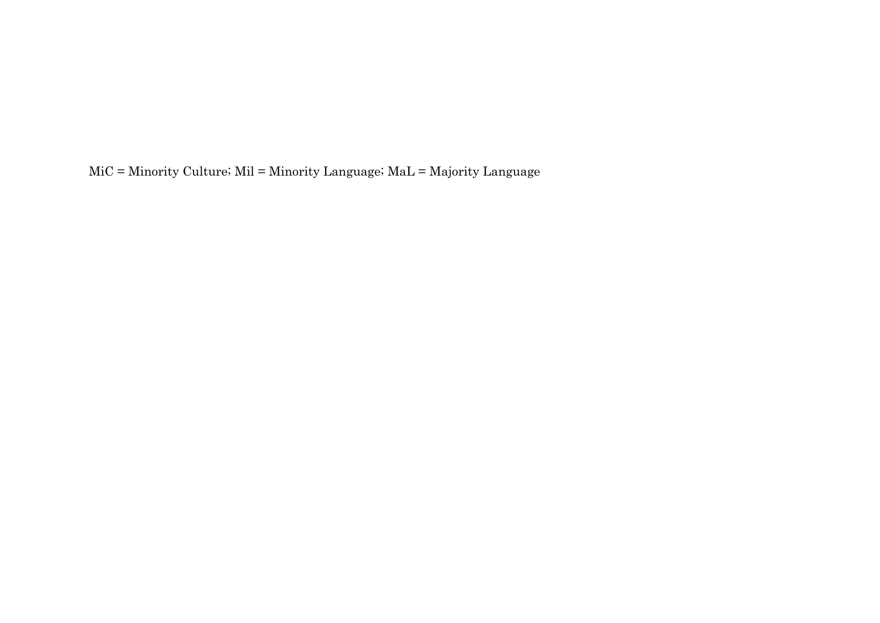MiC = Minority Culture; Mil = Minority Language; MaL = Majority Language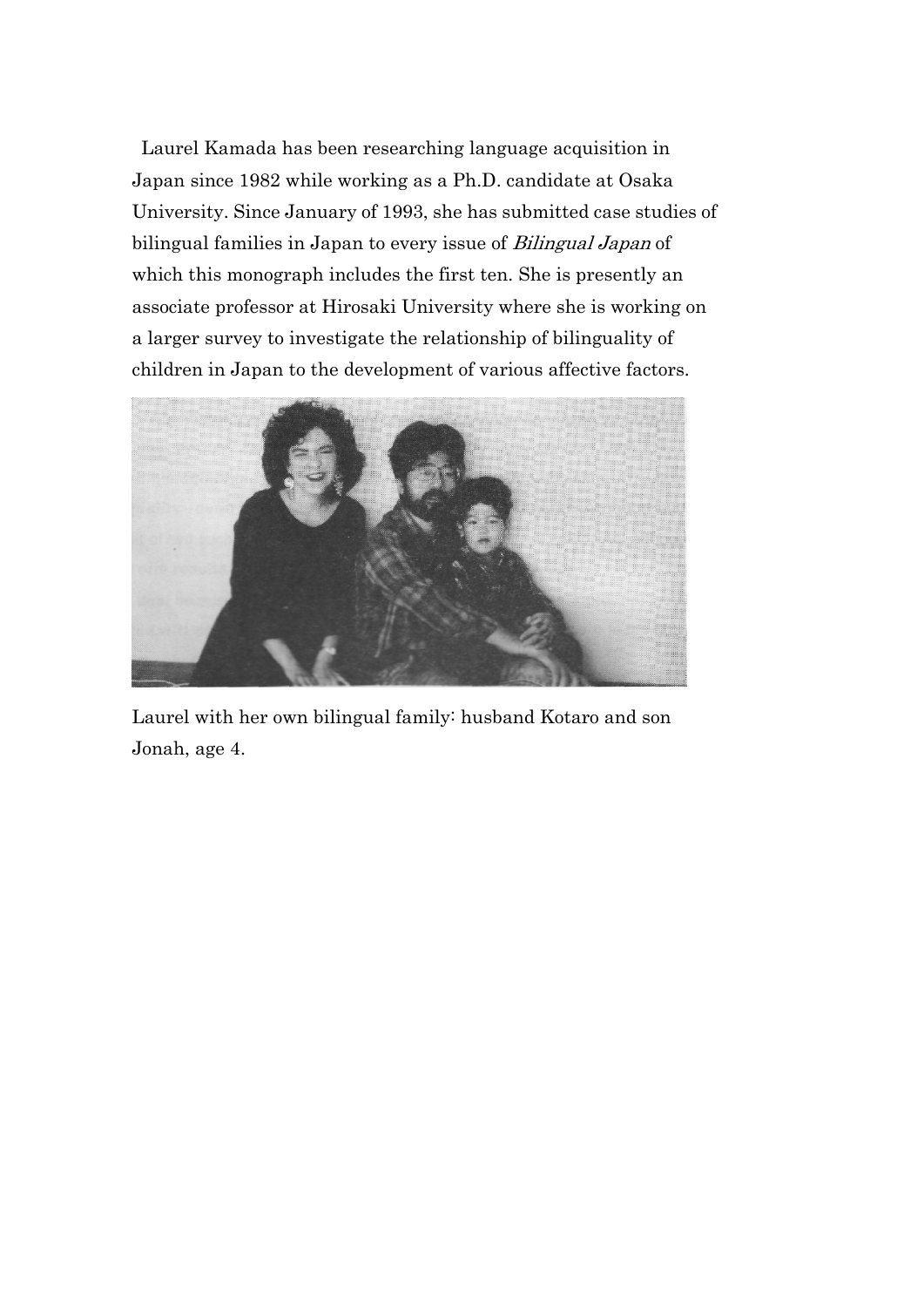Laurel Kamada has been researching language acquisition in Japan since 1982 while working as a Ph.D. candidate at Osaka University. Since January of 1993, she has submitted case studies of bilingual families in Japan to every issue of *Bilingual Japan* of which this monograph includes the first ten. She is presently an associate professor at Hirosaki University where she is working on a larger survey to investigate the relationship of bilinguality of children in Japan to the development of various affective factors.

Laurel with her own bilingual family: husband Kotaro and son Jonah, age 4.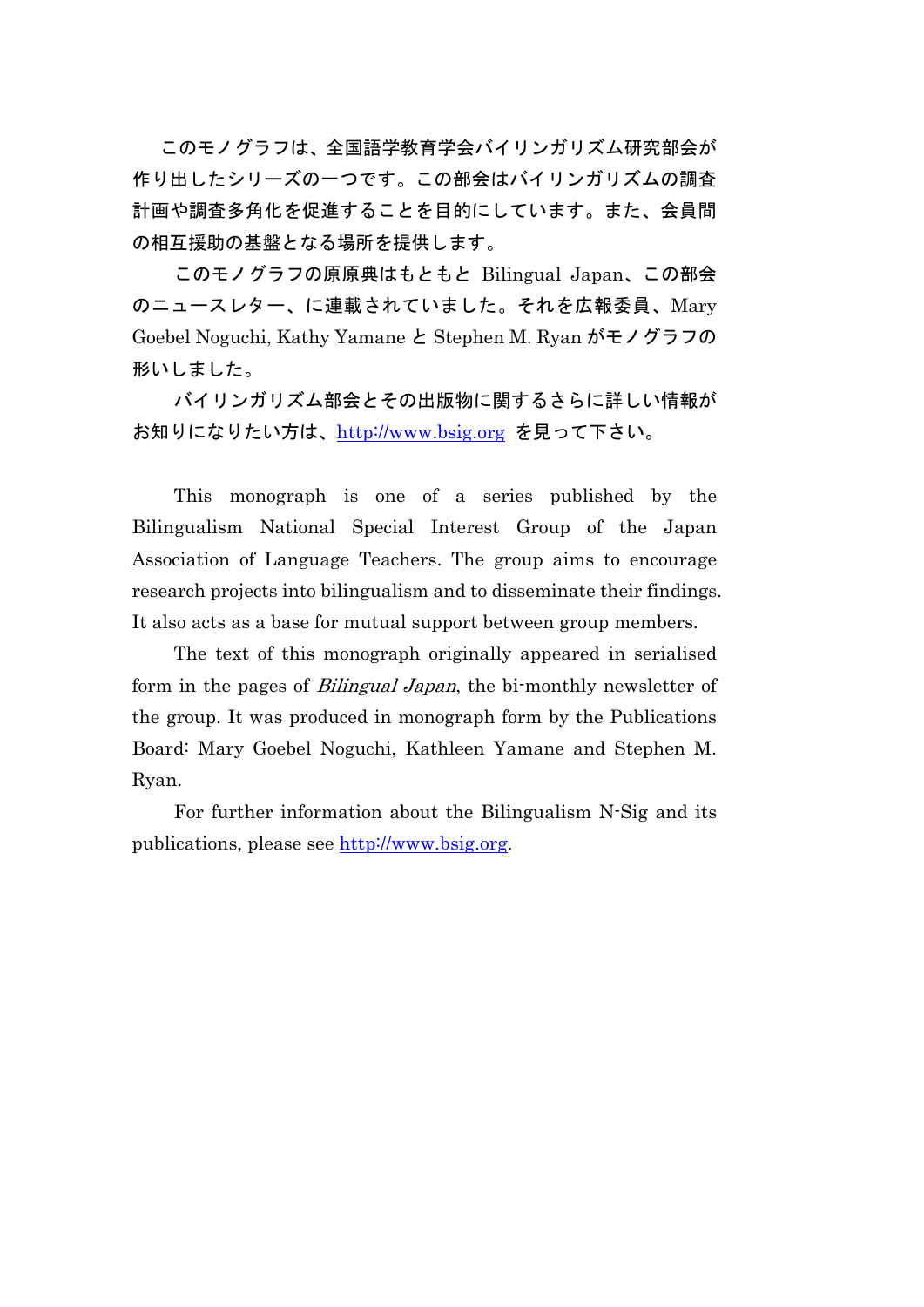このモノグラフは、全国語学教育学会バイリンガリズム研究部会が作り出したシリーズの一つです。この部会はバイリンガリズムの調査計画や調査多角化を促進することを目的にしています。また、会員間の相互援助の基盤となる場所を提供します。

このモノグラフの原原典はもともと Bilingual Japan、この部会のニュースレター、に連載されていました。それを広報委員、Mary Goebel Noguchi, Kathy Yamane と Stephen M. Ryan がモノグラフの形いしました。

バイリンガリズム部会とその出版物に関するさらに詳しい情報がお知りになりたい方は、http://www.bsig.org を見って下さい。

This monograph is one of a series published by the Bilingualism National Special Interest Group of the Japan Association of Language Teachers. The group aims to encourage research projects into bilingualism and to disseminate their findings. It also acts as a base for mutual support between group members.

The text of this monograph originally appeared in serialised form in the pages of *Bilingual Japan*, the bi-monthly newsletter of the group. It was produced in monograph form by the Publications Board: Mary Goebel Noguchi, Kathleen Yamane and Stephen M. Ryan.

For further information about the Bilingualism N-Sig and its publications, please see http://www.bsig.org.